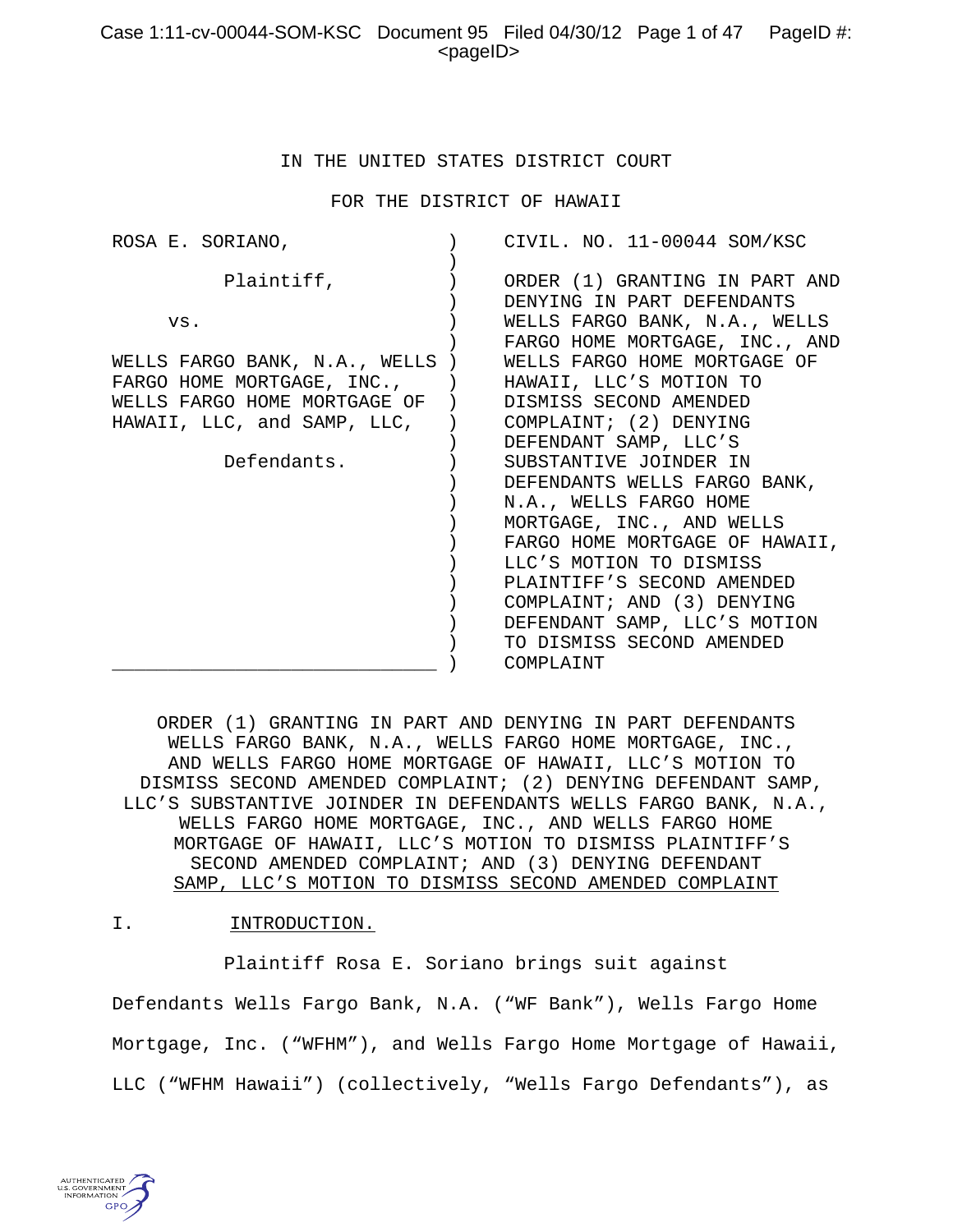IN THE UNITED STATES DISTRICT COURT

FOR THE DISTRICT OF HAWAII

| | | |
|---|---|---|
| ROSA E. SORIANO,<br><br>Plaintiff,<br><br>vs.<br><br>WELLS FARGO BANK, N.A., WELLS FARGO HOME MORTGAGE, INC., WELLS FARGO HOME MORTGAGE OF HAWAII, LLC, and SAMP, LLC,<br><br>Defendants. | ) | CIVIL. NO. 11-00044 SOM/KSC<br><br>ORDER (1) GRANTING IN PART AND DENYING IN PART DEFENDANTS WELLS FARGO BANK, N.A., WELLS FARGO HOME MORTGAGE, INC., AND WELLS FARGO HOME MORTGAGE OF HAWAII, LLC'S MOTION TO DISMISS SECOND AMENDED COMPLAINT; (2) DENYING DEFENDANT SAMP, LLC'S SUBSTANTIVE JOINDER IN DEFENDANTS WELLS FARGO BANK, N.A., WELLS FARGO HOME MORTGAGE, INC., AND WELLS FARGO HOME MORTGAGE OF HAWAII, LLC'S MOTION TO DISMISS PLAINTIFF'S SECOND AMENDED COMPLAINT; AND (3) DENYING DEFENDANT SAMP, LLC'S MOTION TO DISMISS SECOND AMENDED COMPLAINT |

ORDER (1) GRANTING IN PART AND DENYING IN PART DEFENDANTS WELLS FARGO BANK, N.A., WELLS FARGO HOME MORTGAGE, INC., AND WELLS FARGO HOME MORTGAGE OF HAWAII, LLC'S MOTION TO DISMISS SECOND AMENDED COMPLAINT; (2) DENYING DEFENDANT SAMP, LLC'S SUBSTANTIVE JOINDER IN DEFENDANTS WELLS FARGO BANK, N.A., WELLS FARGO HOME MORTGAGE, INC., AND WELLS FARGO HOME MORTGAGE OF HAWAII, LLC'S MOTION TO DISMISS PLAINTIFF'S SECOND AMENDED COMPLAINT; AND (3) DENYING DEFENDANT SAMP, LLC'S MOTION TO DISMISS SECOND AMENDED COMPLAINT

## I. INTRODUCTION.

Plaintiff Rosa E. Soriano brings suit against Defendants Wells Fargo Bank, N.A. ("WF Bank"), Wells Fargo Home Mortgage, Inc. ("WFHM"), and Wells Fargo Home Mortgage of Hawaii, LLC ("WFHM Hawaii") (collectively, "Wells Fargo Defendants"), as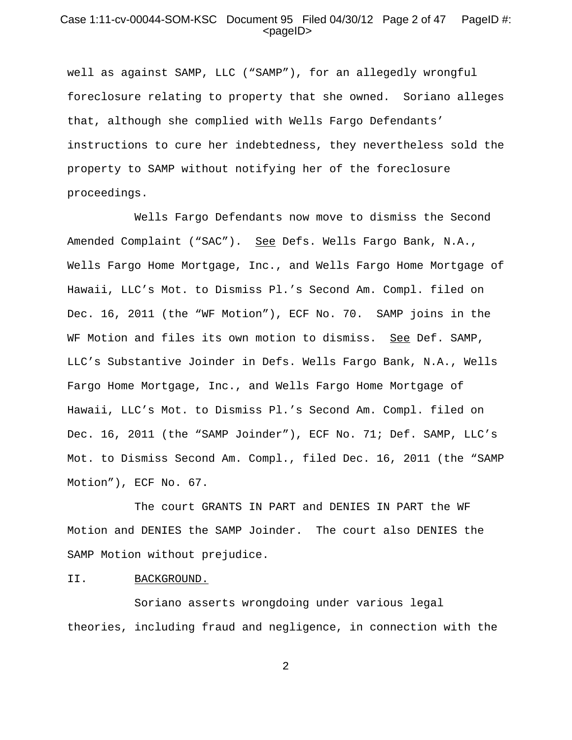well as against SAMP, LLC (“SAMP”), for an allegedly wrongful foreclosure relating to property that she owned. Soriano alleges that, although she complied with Wells Fargo Defendants’ instructions to cure her indebtedness, they nevertheless sold the property to SAMP without notifying her of the foreclosure proceedings.

Wells Fargo Defendants now move to dismiss the Second Amended Complaint (“SAC”). See Defs. Wells Fargo Bank, N.A., Wells Fargo Home Mortgage, Inc., and Wells Fargo Home Mortgage of Hawaii, LLC’s Mot. to Dismiss Pl.’s Second Am. Compl. filed on Dec. 16, 2011 (the “WF Motion”), ECF No. 70. SAMP joins in the WF Motion and files its own motion to dismiss. See Def. SAMP, LLC’s Substantive Joinder in Defs. Wells Fargo Bank, N.A., Wells Fargo Home Mortgage, Inc., and Wells Fargo Home Mortgage of Hawaii, LLC’s Mot. to Dismiss Pl.’s Second Am. Compl. filed on Dec. 16, 2011 (the “SAMP Joinder”), ECF No. 71; Def. SAMP, LLC’s Mot. to Dismiss Second Am. Compl., filed Dec. 16, 2011 (the “SAMP Motion”), ECF No. 67.

The court GRANTS IN PART and DENIES IN PART the WF Motion and DENIES the SAMP Joinder. The court also DENIES the SAMP Motion without prejudice.

## II. BACKGROUND.

Soriano asserts wrongdoing under various legal theories, including fraud and negligence, in connection with the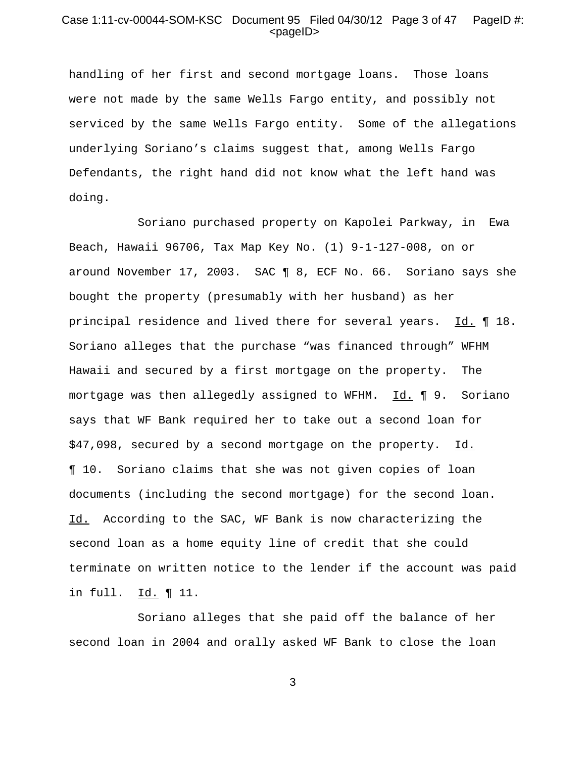handling of her first and second mortgage loans. Those loans were not made by the same Wells Fargo entity, and possibly not serviced by the same Wells Fargo entity. Some of the allegations underlying Soriano's claims suggest that, among Wells Fargo Defendants, the right hand did not know what the left hand was doing.

Soriano purchased property on Kapolei Parkway, in Ewa Beach, Hawaii 96706, Tax Map Key No. (1) 9-1-127-008, on or around November 17, 2003. SAC ¶ 8, ECF No. 66. Soriano says she bought the property (presumably with her husband) as her principal residence and lived there for several years. Id. ¶ 18. Soriano alleges that the purchase "was financed through" WFHM Hawaii and secured by a first mortgage on the property. The mortgage was then allegedly assigned to WFHM. Id. ¶ 9. Soriano says that WF Bank required her to take out a second loan for $47,098, secured by a second mortgage on the property. Id. ¶ 10. Soriano claims that she was not given copies of loan documents (including the second mortgage) for the second loan. Id. According to the SAC, WF Bank is now characterizing the second loan as a home equity line of credit that she could terminate on written notice to the lender if the account was paid in full. Id. ¶ 11.

Soriano alleges that she paid off the balance of her second loan in 2004 and orally asked WF Bank to close the loan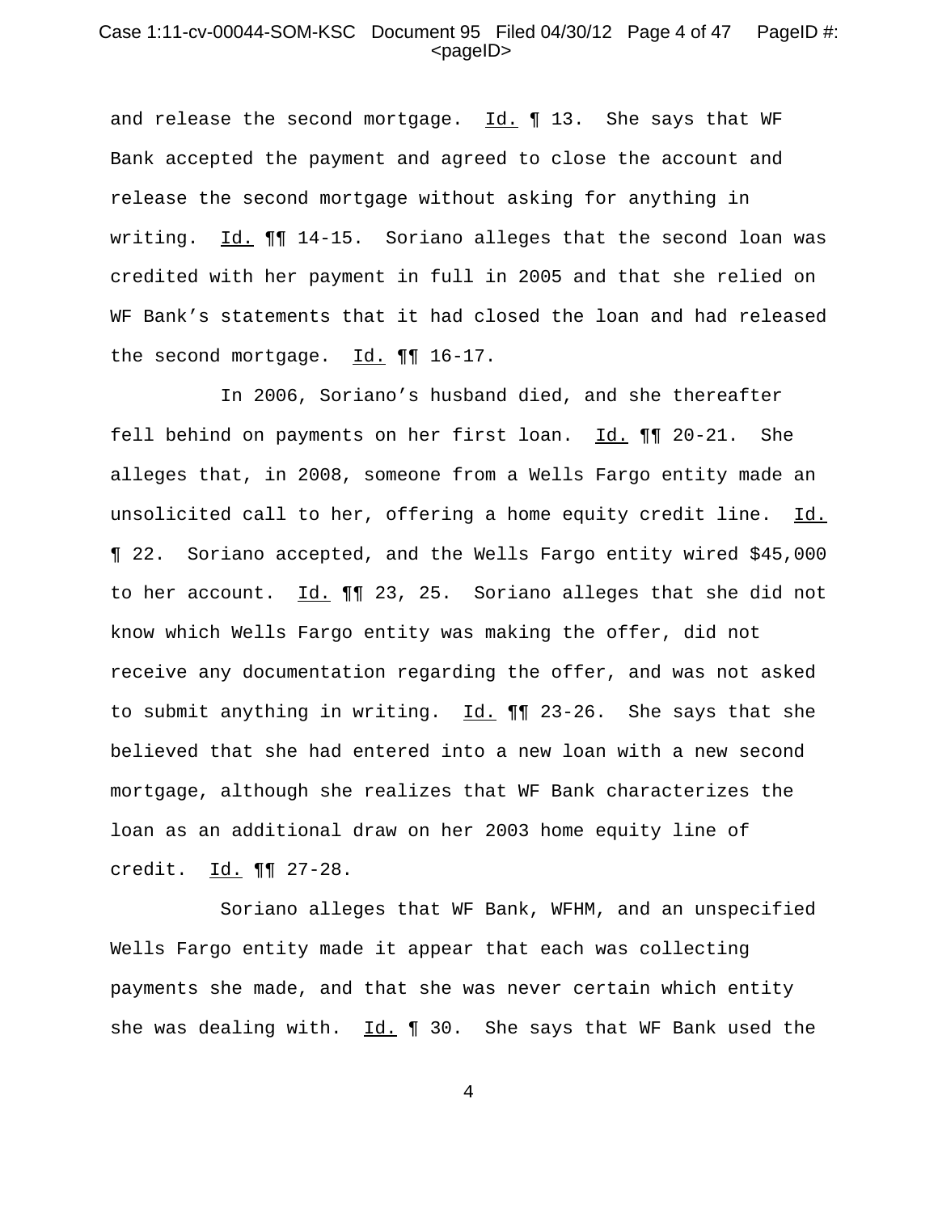and release the second mortgage. Id. ¶ 13. She says that WF Bank accepted the payment and agreed to close the account and release the second mortgage without asking for anything in writing. Id. ¶¶ 14-15. Soriano alleges that the second loan was credited with her payment in full in 2005 and that she relied on WF Bank's statements that it had closed the loan and had released the second mortgage. Id. ¶¶ 16-17.

In 2006, Soriano's husband died, and she thereafter fell behind on payments on her first loan. Id. ¶¶ 20-21. She alleges that, in 2008, someone from a Wells Fargo entity made an unsolicited call to her, offering a home equity credit line. Id. ¶ 22. Soriano accepted, and the Wells Fargo entity wired $45,000 to her account. Id. ¶¶ 23, 25. Soriano alleges that she did not know which Wells Fargo entity was making the offer, did not receive any documentation regarding the offer, and was not asked to submit anything in writing. Id. ¶¶ 23-26. She says that she believed that she had entered into a new loan with a new second mortgage, although she realizes that WF Bank characterizes the loan as an additional draw on her 2003 home equity line of credit. Id. ¶¶ 27-28.

Soriano alleges that WF Bank, WFHM, and an unspecified Wells Fargo entity made it appear that each was collecting payments she made, and that she was never certain which entity she was dealing with. Id. ¶ 30. She says that WF Bank used the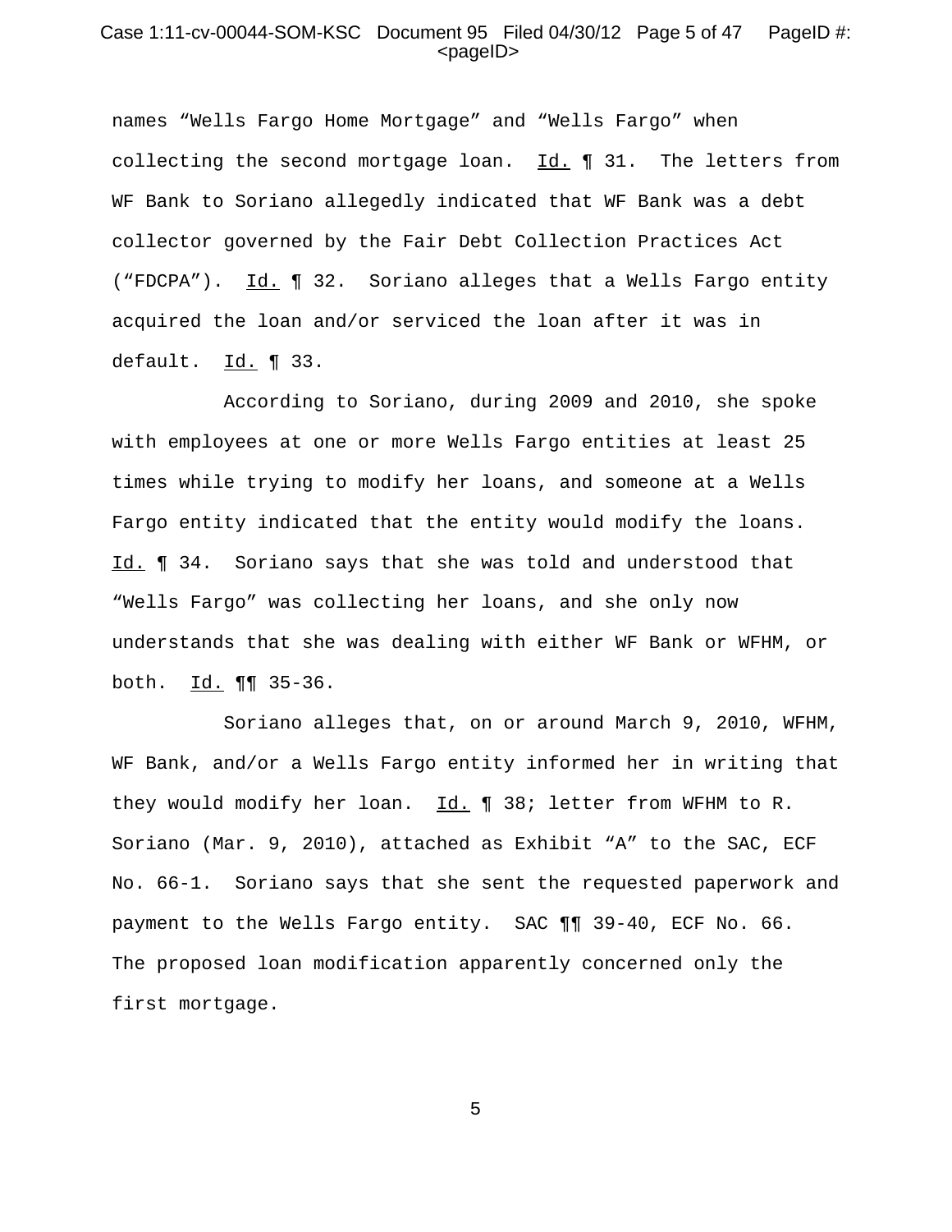names "Wells Fargo Home Mortgage" and "Wells Fargo" when collecting the second mortgage loan. Id. ¶ 31. The letters from WF Bank to Soriano allegedly indicated that WF Bank was a debt collector governed by the Fair Debt Collection Practices Act ("FDCPA"). Id. ¶ 32. Soriano alleges that a Wells Fargo entity acquired the loan and/or serviced the loan after it was in default. Id. ¶ 33.

According to Soriano, during 2009 and 2010, she spoke with employees at one or more Wells Fargo entities at least 25 times while trying to modify her loans, and someone at a Wells Fargo entity indicated that the entity would modify the loans. Id. ¶ 34. Soriano says that she was told and understood that "Wells Fargo" was collecting her loans, and she only now understands that she was dealing with either WF Bank or WFHM, or both. Id. ¶¶ 35-36.

Soriano alleges that, on or around March 9, 2010, WFHM, WF Bank, and/or a Wells Fargo entity informed her in writing that they would modify her loan. Id. ¶ 38; letter from WFHM to R. Soriano (Mar. 9, 2010), attached as Exhibit "A" to the SAC, ECF No. 66-1. Soriano says that she sent the requested paperwork and payment to the Wells Fargo entity. SAC ¶¶ 39-40, ECF No. 66. The proposed loan modification apparently concerned only the first mortgage.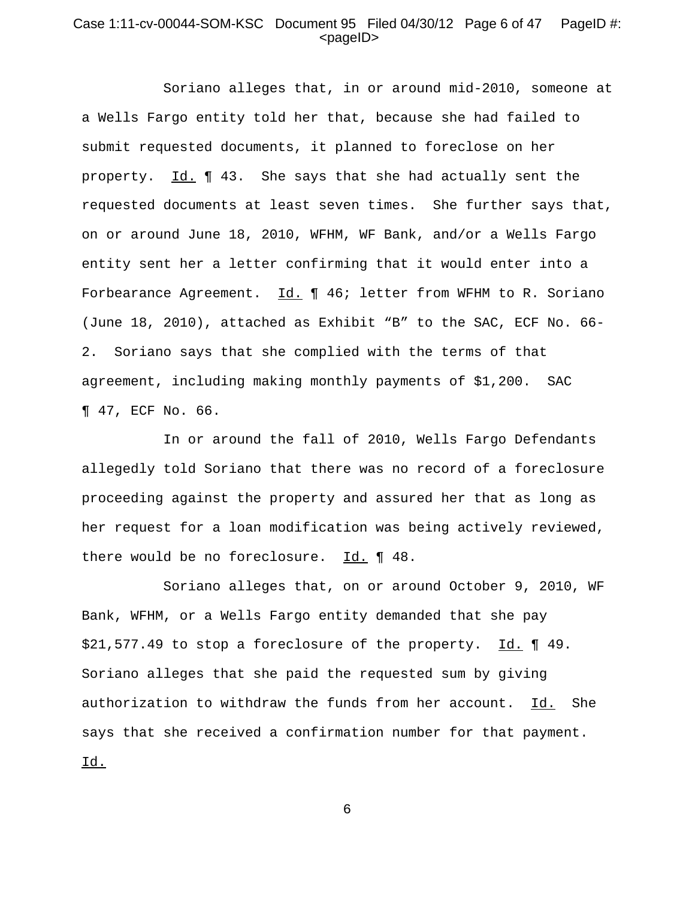Soriano alleges that, in or around mid-2010, someone at a Wells Fargo entity told her that, because she had failed to submit requested documents, it planned to foreclose on her property. Id. ¶ 43. She says that she had actually sent the requested documents at least seven times. She further says that, on or around June 18, 2010, WFHM, WF Bank, and/or a Wells Fargo entity sent her a letter confirming that it would enter into a Forbearance Agreement. Id. ¶ 46; letter from WFHM to R. Soriano (June 18, 2010), attached as Exhibit "B" to the SAC, ECF No. 66-2. Soriano says that she complied with the terms of that agreement, including making monthly payments of $1,200. SAC ¶ 47, ECF No. 66.

In or around the fall of 2010, Wells Fargo Defendants allegedly told Soriano that there was no record of a foreclosure proceeding against the property and assured her that as long as her request for a loan modification was being actively reviewed, there would be no foreclosure. Id. ¶ 48.

Soriano alleges that, on or around October 9, 2010, WF Bank, WFHM, or a Wells Fargo entity demanded that she pay $21,577.49 to stop a foreclosure of the property. Id. ¶ 49. Soriano alleges that she paid the requested sum by giving authorization to withdraw the funds from her account. Id. She says that she received a confirmation number for that payment. Id.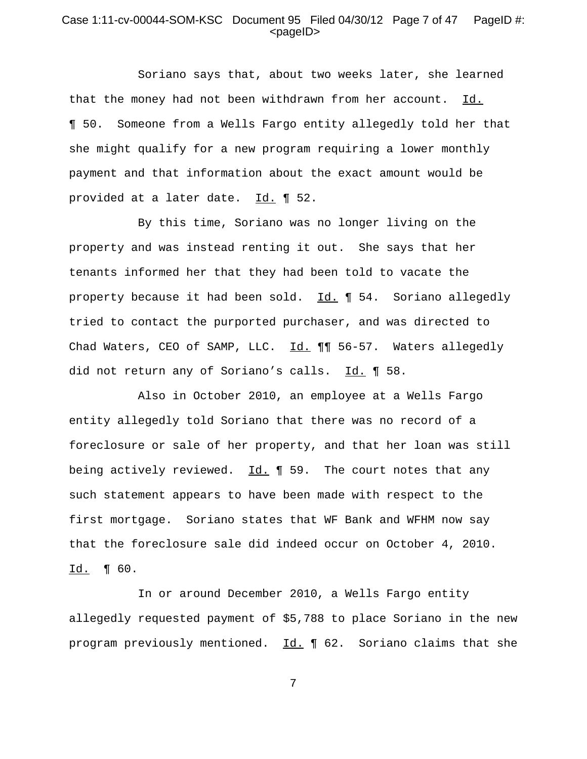Soriano says that, about two weeks later, she learned that the money had not been withdrawn from her account. Id. ¶ 50. Someone from a Wells Fargo entity allegedly told her that she might qualify for a new program requiring a lower monthly payment and that information about the exact amount would be provided at a later date. Id. ¶ 52.

By this time, Soriano was no longer living on the property and was instead renting it out. She says that her tenants informed her that they had been told to vacate the property because it had been sold. Id. ¶ 54. Soriano allegedly tried to contact the purported purchaser, and was directed to Chad Waters, CEO of SAMP, LLC. Id. ¶¶ 56-57. Waters allegedly did not return any of Soriano's calls. Id. ¶ 58.

Also in October 2010, an employee at a Wells Fargo entity allegedly told Soriano that there was no record of a foreclosure or sale of her property, and that her loan was still being actively reviewed. Id. ¶ 59. The court notes that any such statement appears to have been made with respect to the first mortgage. Soriano states that WF Bank and WFHM now say that the foreclosure sale did indeed occur on October 4, 2010. Id. ¶ 60.

In or around December 2010, a Wells Fargo entity allegedly requested payment of $5,788 to place Soriano in the new program previously mentioned. Id. ¶ 62. Soriano claims that she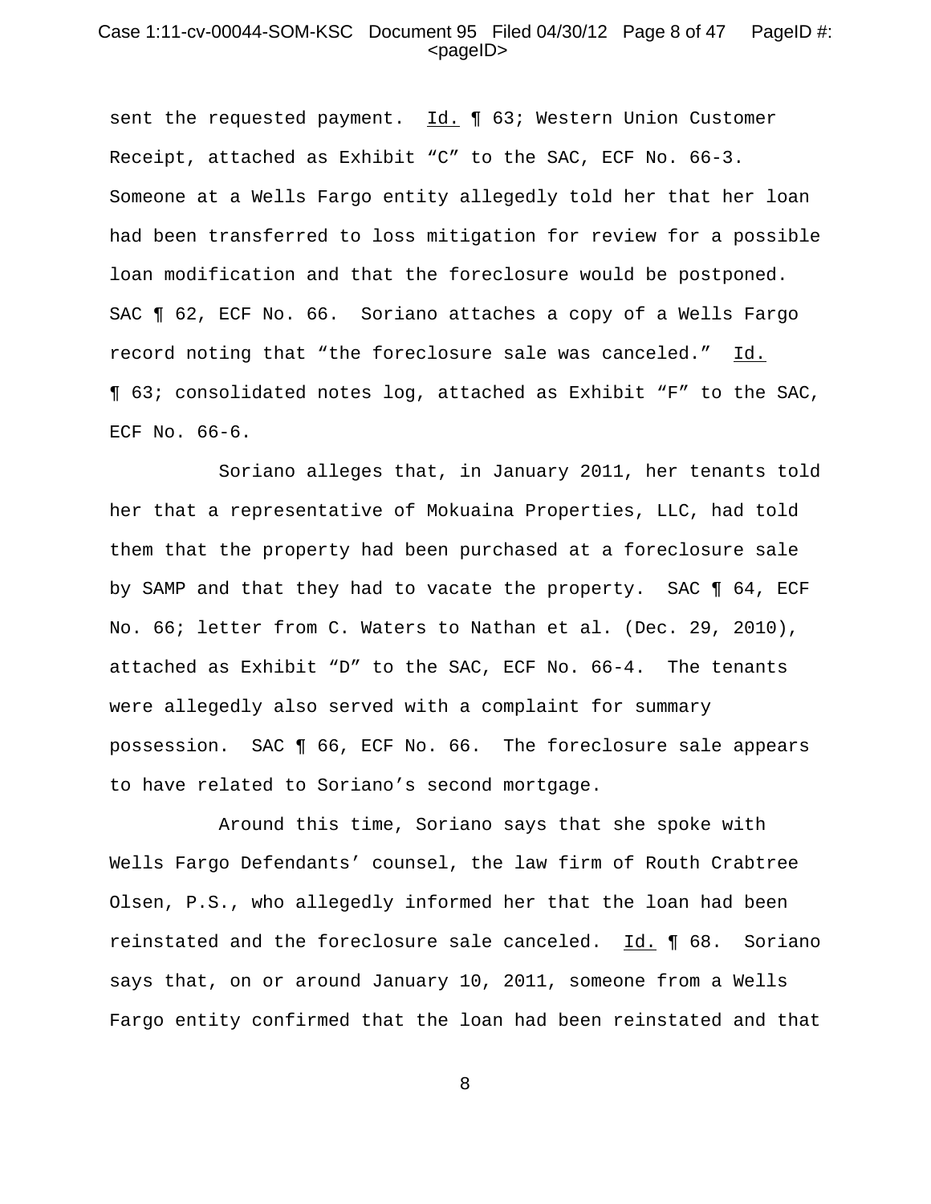sent the requested payment. Id. ¶ 63; Western Union Customer Receipt, attached as Exhibit "C" to the SAC, ECF No. 66-3. Someone at a Wells Fargo entity allegedly told her that her loan had been transferred to loss mitigation for review for a possible loan modification and that the foreclosure would be postponed. SAC ¶ 62, ECF No. 66. Soriano attaches a copy of a Wells Fargo record noting that "the foreclosure sale was canceled." Id. ¶ 63; consolidated notes log, attached as Exhibit "F" to the SAC, ECF No. 66-6.

Soriano alleges that, in January 2011, her tenants told her that a representative of Mokuaina Properties, LLC, had told them that the property had been purchased at a foreclosure sale by SAMP and that they had to vacate the property. SAC ¶ 64, ECF No. 66; letter from C. Waters to Nathan et al. (Dec. 29, 2010), attached as Exhibit "D" to the SAC, ECF No. 66-4. The tenants were allegedly also served with a complaint for summary possession. SAC ¶ 66, ECF No. 66. The foreclosure sale appears to have related to Soriano's second mortgage.

Around this time, Soriano says that she spoke with Wells Fargo Defendants' counsel, the law firm of Routh Crabtree Olsen, P.S., who allegedly informed her that the loan had been reinstated and the foreclosure sale canceled. Id. ¶ 68. Soriano says that, on or around January 10, 2011, someone from a Wells Fargo entity confirmed that the loan had been reinstated and that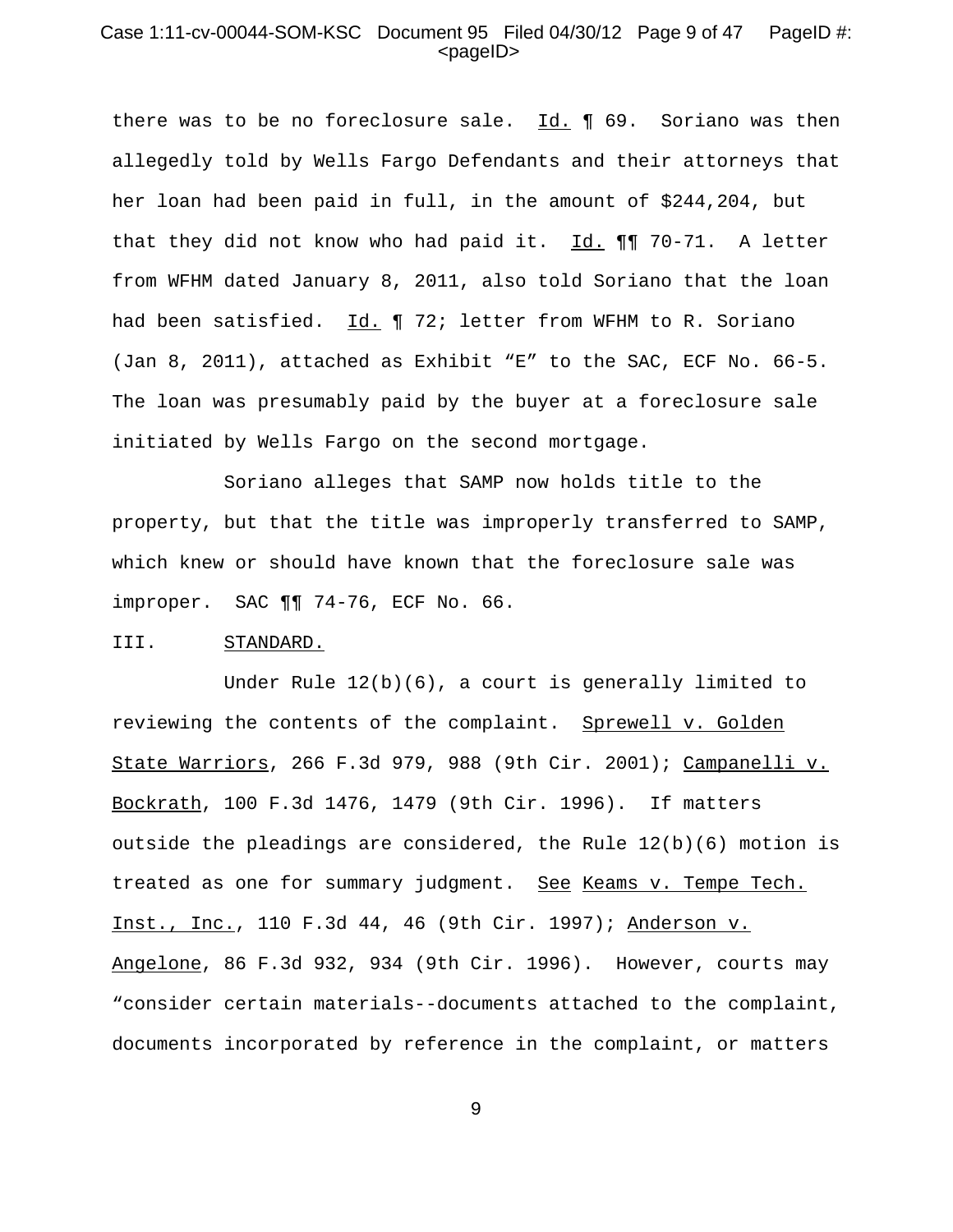there was to be no foreclosure sale. Id. ¶ 69. Soriano was then allegedly told by Wells Fargo Defendants and their attorneys that her loan had been paid in full, in the amount of $244,204, but that they did not know who had paid it. Id. ¶¶ 70-71. A letter from WFHM dated January 8, 2011, also told Soriano that the loan had been satisfied. Id. ¶ 72; letter from WFHM to R. Soriano (Jan 8, 2011), attached as Exhibit "E" to the SAC, ECF No. 66-5. The loan was presumably paid by the buyer at a foreclosure sale initiated by Wells Fargo on the second mortgage.

Soriano alleges that SAMP now holds title to the property, but that the title was improperly transferred to SAMP, which knew or should have known that the foreclosure sale was improper. SAC ¶¶ 74-76, ECF No. 66.

## III. STANDARD.

Under Rule 12(b)(6), a court is generally limited to reviewing the contents of the complaint. Sprewell v. Golden State Warriors, 266 F.3d 979, 988 (9th Cir. 2001); Campanelli v. Bockrath, 100 F.3d 1476, 1479 (9th Cir. 1996). If matters outside the pleadings are considered, the Rule 12(b)(6) motion is treated as one for summary judgment. See Keams v. Tempe Tech. Inst., Inc., 110 F.3d 44, 46 (9th Cir. 1997); Anderson v. Angelone, 86 F.3d 932, 934 (9th Cir. 1996). However, courts may "consider certain materials--documents attached to the complaint, documents incorporated by reference in the complaint, or matters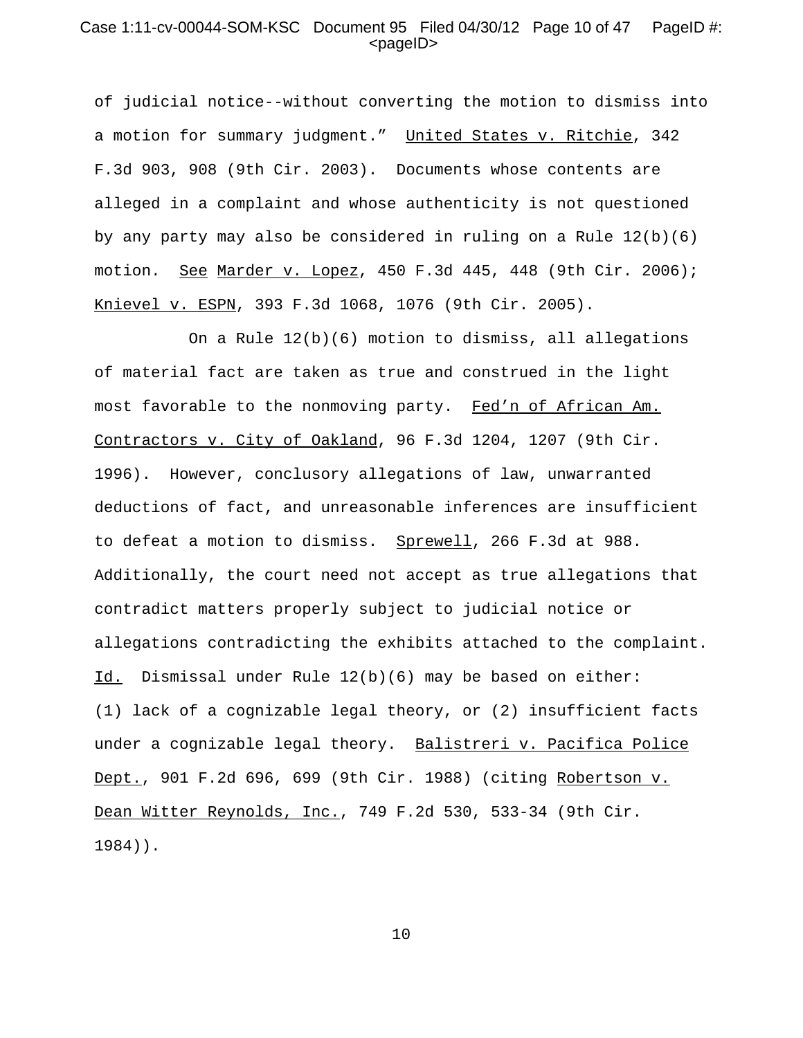of judicial notice--without converting the motion to dismiss into a motion for summary judgment." United States v. Ritchie, 342 F.3d 903, 908 (9th Cir. 2003). Documents whose contents are alleged in a complaint and whose authenticity is not questioned by any party may also be considered in ruling on a Rule 12(b)(6) motion. See Marder v. Lopez, 450 F.3d 445, 448 (9th Cir. 2006); Knievel v. ESPN, 393 F.3d 1068, 1076 (9th Cir. 2005).

On a Rule 12(b)(6) motion to dismiss, all allegations of material fact are taken as true and construed in the light most favorable to the nonmoving party. Fed'n of African Am. Contractors v. City of Oakland, 96 F.3d 1204, 1207 (9th Cir. 1996). However, conclusory allegations of law, unwarranted deductions of fact, and unreasonable inferences are insufficient to defeat a motion to dismiss. Sprewell, 266 F.3d at 988. Additionally, the court need not accept as true allegations that contradict matters properly subject to judicial notice or allegations contradicting the exhibits attached to the complaint. Id. Dismissal under Rule 12(b)(6) may be based on either: (1) lack of a cognizable legal theory, or (2) insufficient facts under a cognizable legal theory. Balistreri v. Pacifica Police Dept., 901 F.2d 696, 699 (9th Cir. 1988) (citing Robertson v. Dean Witter Reynolds, Inc., 749 F.2d 530, 533-34 (9th Cir. 1984)).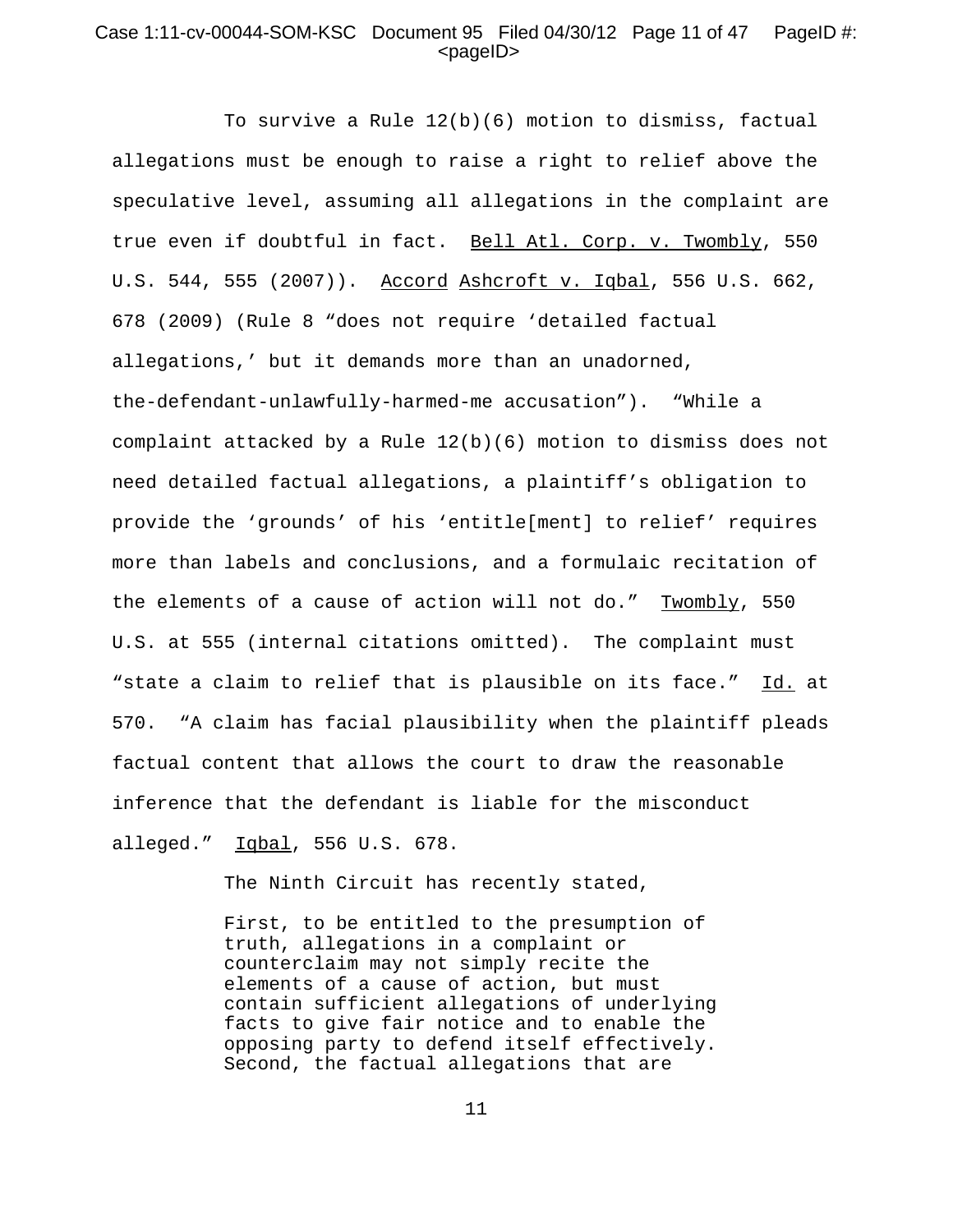To survive a Rule 12(b)(6) motion to dismiss, factual allegations must be enough to raise a right to relief above the speculative level, assuming all allegations in the complaint are true even if doubtful in fact. Bell Atl. Corp. v. Twombly, 550 U.S. 544, 555 (2007)). Accord Ashcroft v. Iqbal, 556 U.S. 662, 678 (2009) (Rule 8 "does not require 'detailed factual allegations,' but it demands more than an unadorned, the-defendant-unlawfully-harmed-me accusation"). "While a complaint attacked by a Rule 12(b)(6) motion to dismiss does not need detailed factual allegations, a plaintiff's obligation to provide the 'grounds' of his 'entitle[ment] to relief' requires more than labels and conclusions, and a formulaic recitation of the elements of a cause of action will not do." Twombly, 550 U.S. at 555 (internal citations omitted). The complaint must "state a claim to relief that is plausible on its face." Id. at 570. "A claim has facial plausibility when the plaintiff pleads factual content that allows the court to draw the reasonable inference that the defendant is liable for the misconduct alleged." Iqbal, 556 U.S. 678.

The Ninth Circuit has recently stated,

> First, to be entitled to the presumption of truth, allegations in a complaint or counterclaim may not simply recite the elements of a cause of action, but must contain sufficient allegations of underlying facts to give fair notice and to enable the opposing party to defend itself effectively. Second, the factual allegations that are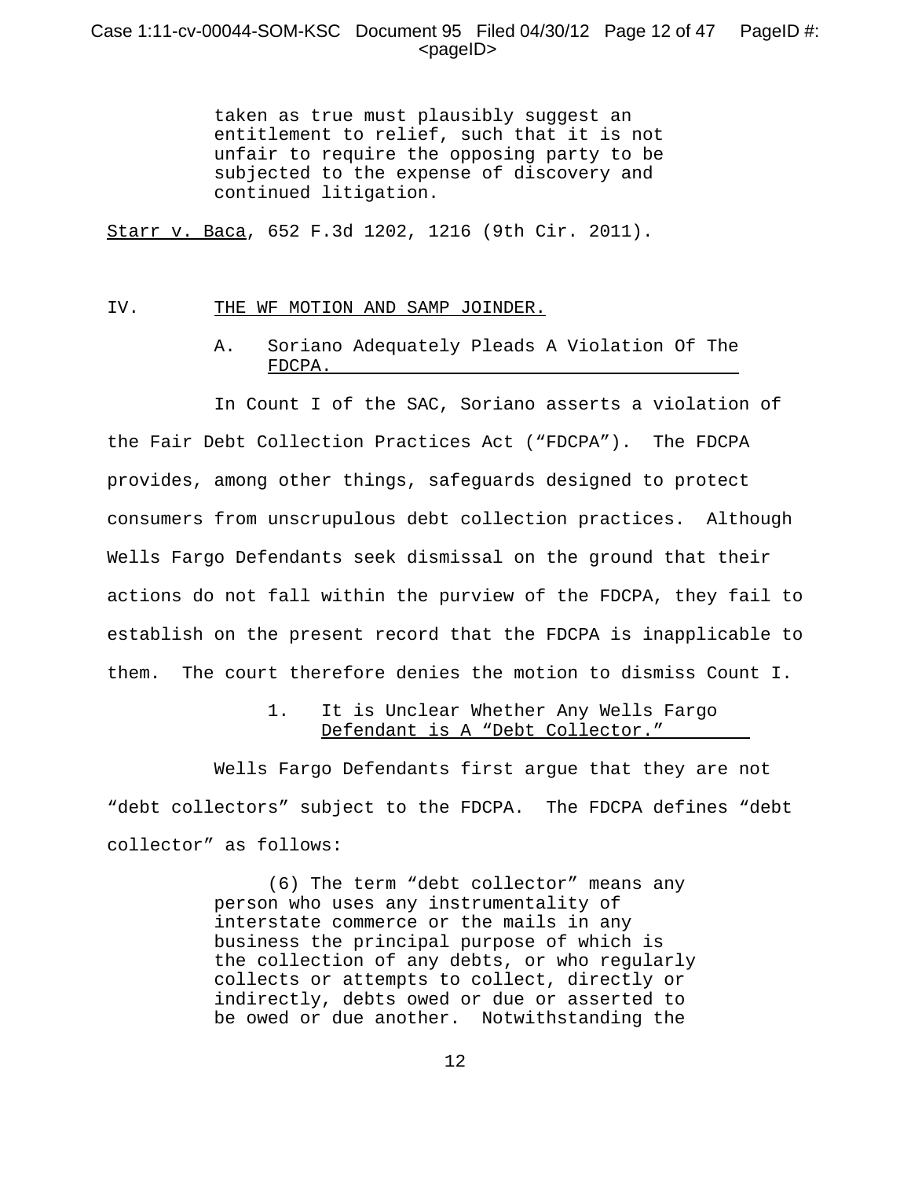> taken as true must plausibly suggest an entitlement to relief, such that it is not unfair to require the opposing party to be subjected to the expense of discovery and continued litigation.

Starr v. Baca, 652 F.3d 1202, 1216 (9th Cir. 2011).

## IV. THE WF MOTION AND SAMP JOINDER.

### A. Soriano Adequately Pleads A Violation Of The FDCPA.

In Count I of the SAC, Soriano asserts a violation of the Fair Debt Collection Practices Act ("FDCPA"). The FDCPA provides, among other things, safeguards designed to protect consumers from unscrupulous debt collection practices. Although Wells Fargo Defendants seek dismissal on the ground that their actions do not fall within the purview of the FDCPA, they fail to establish on the present record that the FDCPA is inapplicable to them. The court therefore denies the motion to dismiss Count I.

#### 1. It is Unclear Whether Any Wells Fargo Defendant is A "Debt Collector."

Wells Fargo Defendants first argue that they are not "debt collectors" subject to the FDCPA. The FDCPA defines "debt collector" as follows:

> (6) The term "debt collector" means any person who uses any instrumentality of interstate commerce or the mails in any business the principal purpose of which is the collection of any debts, or who regularly collects or attempts to collect, directly or indirectly, debts owed or due or asserted to be owed or due another. Notwithstanding the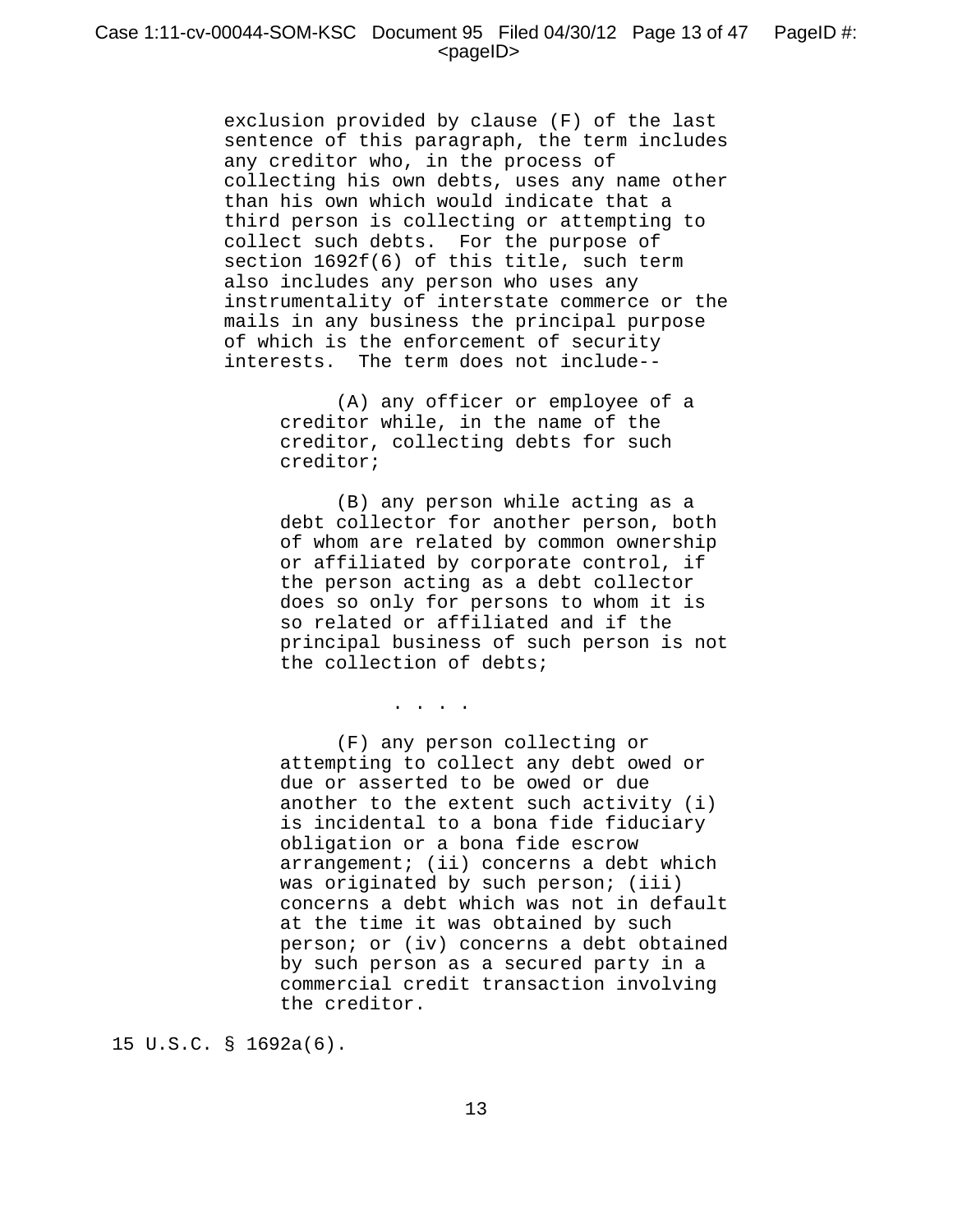> exclusion provided by clause (F) of the last sentence of this paragraph, the term includes any creditor who, in the process of collecting his own debts, uses any name other than his own which would indicate that a third person is collecting or attempting to collect such debts. For the purpose of section 1692f(6) of this title, such term also includes any person who uses any instrumentality of interstate commerce or the mails in any business the principal purpose of which is the enforcement of security interests. The term does not include--
>
> (A) any officer or employee of a creditor while, in the name of the creditor, collecting debts for such creditor;
>
> (B) any person while acting as a debt collector for another person, both of whom are related by common ownership or affiliated by corporate control, if the person acting as a debt collector does so only for persons to whom it is so related or affiliated and if the principal business of such person is not the collection of debts;
>
> . . . .
>
> (F) any person collecting or attempting to collect any debt owed or due or asserted to be owed or due another to the extent such activity (i) is incidental to a bona fide fiduciary obligation or a bona fide escrow arrangement; (ii) concerns a debt which was originated by such person; (iii) concerns a debt which was not in default at the time it was obtained by such person; or (iv) concerns a debt obtained by such person as a secured party in a commercial credit transaction involving the creditor.

15 U.S.C. § 1692a(6).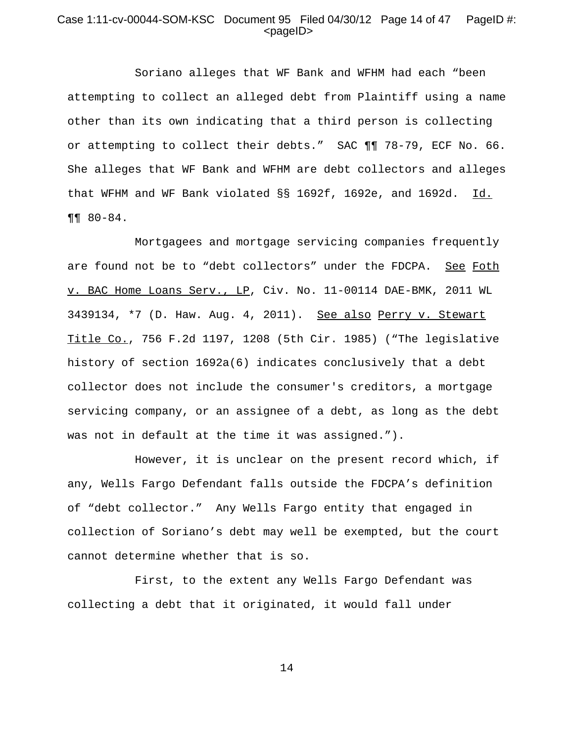Soriano alleges that WF Bank and WFHM had each "been attempting to collect an alleged debt from Plaintiff using a name other than its own indicating that a third person is collecting or attempting to collect their debts." SAC ¶¶ 78-79, ECF No. 66. She alleges that WF Bank and WFHM are debt collectors and alleges that WFHM and WF Bank violated §§ 1692f, 1692e, and 1692d. Id. ¶¶ 80-84.

Mortgagees and mortgage servicing companies frequently are found not be to "debt collectors" under the FDCPA. See Foth v. BAC Home Loans Serv., LP, Civ. No. 11-00114 DAE-BMK, 2011 WL 3439134, *7 (D. Haw. Aug. 4, 2011). See also Perry v. Stewart Title Co., 756 F.2d 1197, 1208 (5th Cir. 1985) ("The legislative history of section 1692a(6) indicates conclusively that a debt collector does not include the consumer's creditors, a mortgage servicing company, or an assignee of a debt, as long as the debt was not in default at the time it was assigned.").

However, it is unclear on the present record which, if any, Wells Fargo Defendant falls outside the FDCPA's definition of "debt collector." Any Wells Fargo entity that engaged in collection of Soriano's debt may well be exempted, but the court cannot determine whether that is so.

First, to the extent any Wells Fargo Defendant was collecting a debt that it originated, it would fall under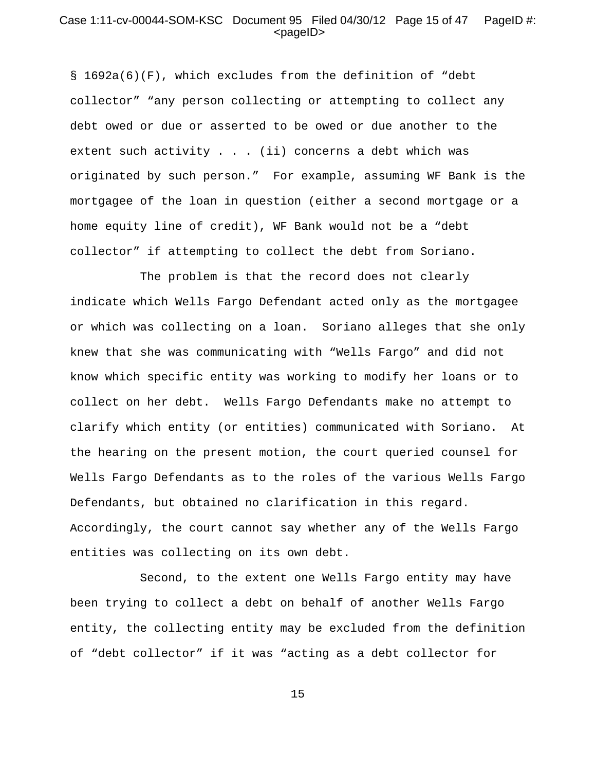§ 1692a(6)(F), which excludes from the definition of "debt collector" "any person collecting or attempting to collect any debt owed or due or asserted to be owed or due another to the extent such activity . . . (ii) concerns a debt which was originated by such person." For example, assuming WF Bank is the mortgagee of the loan in question (either a second mortgage or a home equity line of credit), WF Bank would not be a "debt collector" if attempting to collect the debt from Soriano.

The problem is that the record does not clearly indicate which Wells Fargo Defendant acted only as the mortgagee or which was collecting on a loan. Soriano alleges that she only knew that she was communicating with "Wells Fargo" and did not know which specific entity was working to modify her loans or to collect on her debt. Wells Fargo Defendants make no attempt to clarify which entity (or entities) communicated with Soriano. At the hearing on the present motion, the court queried counsel for Wells Fargo Defendants as to the roles of the various Wells Fargo Defendants, but obtained no clarification in this regard. Accordingly, the court cannot say whether any of the Wells Fargo entities was collecting on its own debt.

Second, to the extent one Wells Fargo entity may have been trying to collect a debt on behalf of another Wells Fargo entity, the collecting entity may be excluded from the definition of "debt collector" if it was "acting as a debt collector for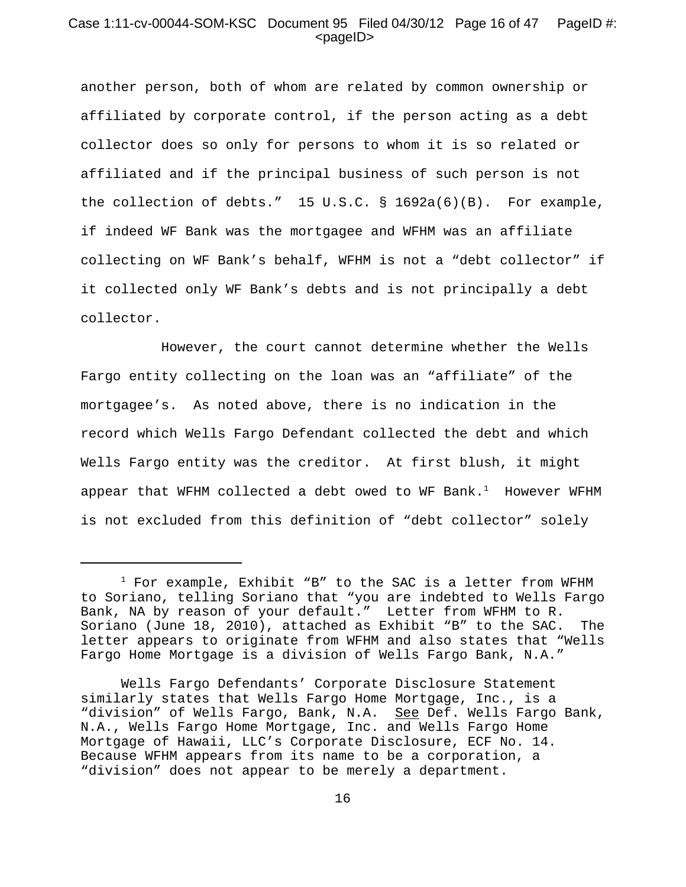another person, both of whom are related by common ownership or affiliated by corporate control, if the person acting as a debt collector does so only for persons to whom it is so related or affiliated and if the principal business of such person is not the collection of debts." 15 U.S.C. § 1692a(6)(B). For example, if indeed WF Bank was the mortgagee and WFHM was an affiliate collecting on WF Bank's behalf, WFHM is not a "debt collector" if it collected only WF Bank's debts and is not principally a debt collector.

However, the court cannot determine whether the Wells Fargo entity collecting on the loan was an "affiliate" of the mortgagee's. As noted above, there is no indication in the record which Wells Fargo Defendant collected the debt and which Wells Fargo entity was the creditor. At first blush, it might appear that WFHM collected a debt owed to WF Bank.[1] However WFHM is not excluded from this definition of "debt collector" solely

---

[1] For example, Exhibit "B" to the SAC is a letter from WFHM to Soriano, telling Soriano that "you are indebted to Wells Fargo Bank, NA by reason of your default." Letter from WFHM to R. Soriano (June 18, 2010), attached as Exhibit "B" to the SAC. The letter appears to originate from WFHM and also states that "Wells Fargo Home Mortgage is a division of Wells Fargo Bank, N.A."

Wells Fargo Defendants' Corporate Disclosure Statement similarly states that Wells Fargo Home Mortgage, Inc., is a "division" of Wells Fargo, Bank, N.A. See Def. Wells Fargo Bank, N.A., Wells Fargo Home Mortgage, Inc. and Wells Fargo Home Mortgage of Hawaii, LLC's Corporate Disclosure, ECF No. 14. Because WFHM appears from its name to be a corporation, a "division" does not appear to be merely a department.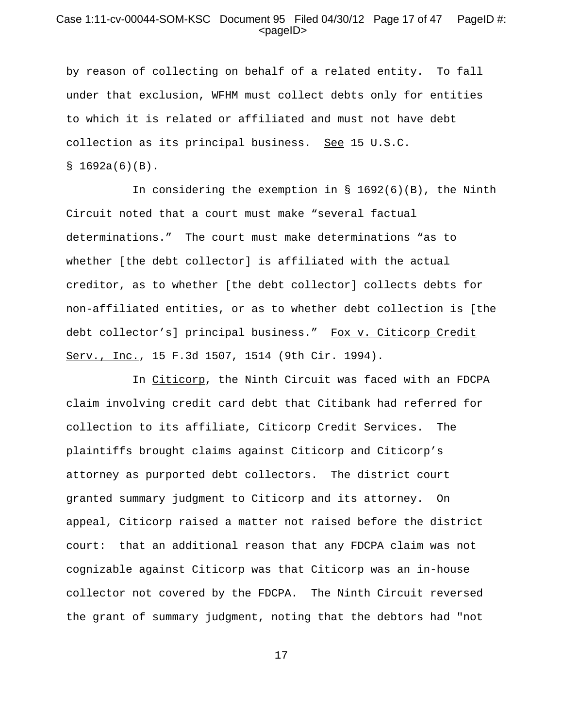by reason of collecting on behalf of a related entity. To fall under that exclusion, WFHM must collect debts only for entities to which it is related or affiliated and must not have debt collection as its principal business. See 15 U.S.C. § 1692a(6)(B).

In considering the exemption in § 1692(6)(B), the Ninth Circuit noted that a court must make "several factual determinations." The court must make determinations "as to whether [the debt collector] is affiliated with the actual creditor, as to whether [the debt collector] collects debts for non-affiliated entities, or as to whether debt collection is [the debt collector's] principal business." Fox v. Citicorp Credit Serv., Inc., 15 F.3d 1507, 1514 (9th Cir. 1994).

In Citicorp, the Ninth Circuit was faced with an FDCPA claim involving credit card debt that Citibank had referred for collection to its affiliate, Citicorp Credit Services. The plaintiffs brought claims against Citicorp and Citicorp's attorney as purported debt collectors. The district court granted summary judgment to Citicorp and its attorney. On appeal, Citicorp raised a matter not raised before the district court: that an additional reason that any FDCPA claim was not cognizable against Citicorp was that Citicorp was an in-house collector not covered by the FDCPA. The Ninth Circuit reversed the grant of summary judgment, noting that the debtors had "not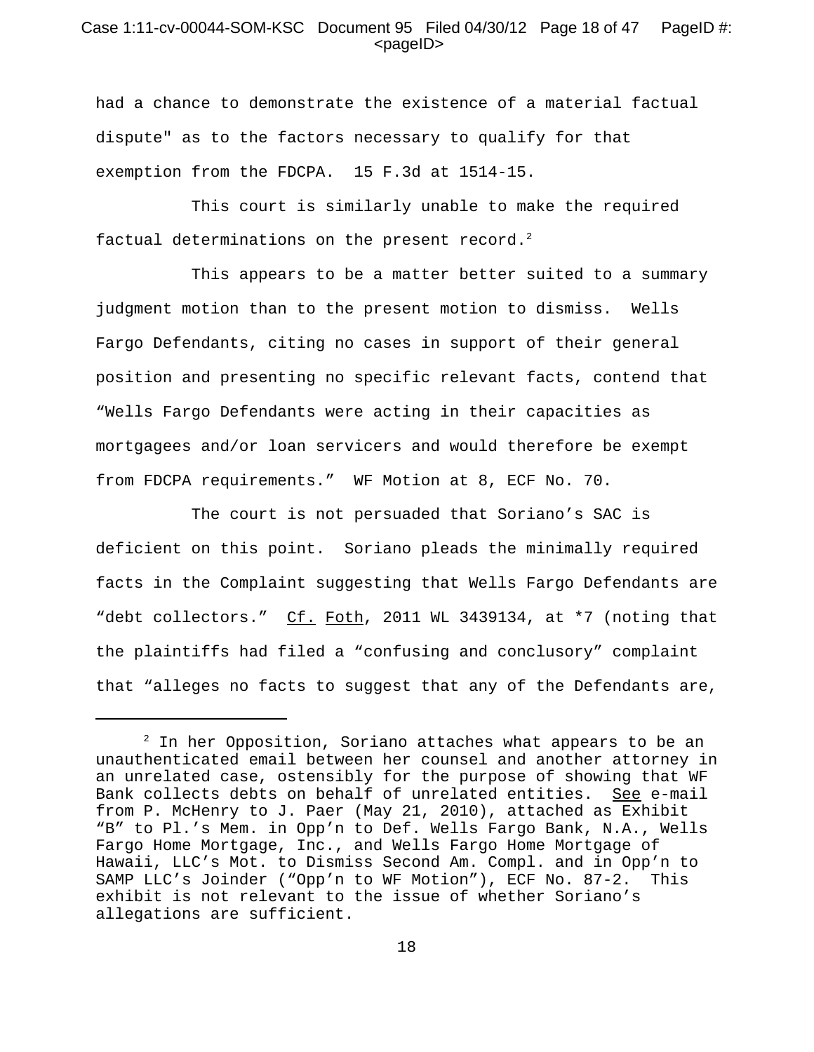had a chance to demonstrate the existence of a material factual dispute" as to the factors necessary to qualify for that exemption from the FDCPA. 15 F.3d at 1514-15.

This court is similarly unable to make the required factual determinations on the present record.[2]

This appears to be a matter better suited to a summary judgment motion than to the present motion to dismiss. Wells Fargo Defendants, citing no cases in support of their general position and presenting no specific relevant facts, contend that "Wells Fargo Defendants were acting in their capacities as mortgagees and/or loan servicers and would therefore be exempt from FDCPA requirements." WF Motion at 8, ECF No. 70.

The court is not persuaded that Soriano's SAC is deficient on this point. Soriano pleads the minimally required facts in the Complaint suggesting that Wells Fargo Defendants are "debt collectors." Cf. Foth, 2011 WL 3439134, at *7 (noting that the plaintiffs had filed a "confusing and conclusory" complaint that "alleges no facts to suggest that any of the Defendants are,

---

[2] In her Opposition, Soriano attaches what appears to be an unauthenticated email between her counsel and another attorney in an unrelated case, ostensibly for the purpose of showing that WF Bank collects debts on behalf of unrelated entities. See e-mail from P. McHenry to J. Paer (May 21, 2010), attached as Exhibit "B" to Pl.'s Mem. in Opp'n to Def. Wells Fargo Bank, N.A., Wells Fargo Home Mortgage, Inc., and Wells Fargo Home Mortgage of Hawaii, LLC's Mot. to Dismiss Second Am. Compl. and in Opp'n to SAMP LLC's Joinder ("Opp'n to WF Motion"), ECF No. 87-2. This exhibit is not relevant to the issue of whether Soriano's allegations are sufficient.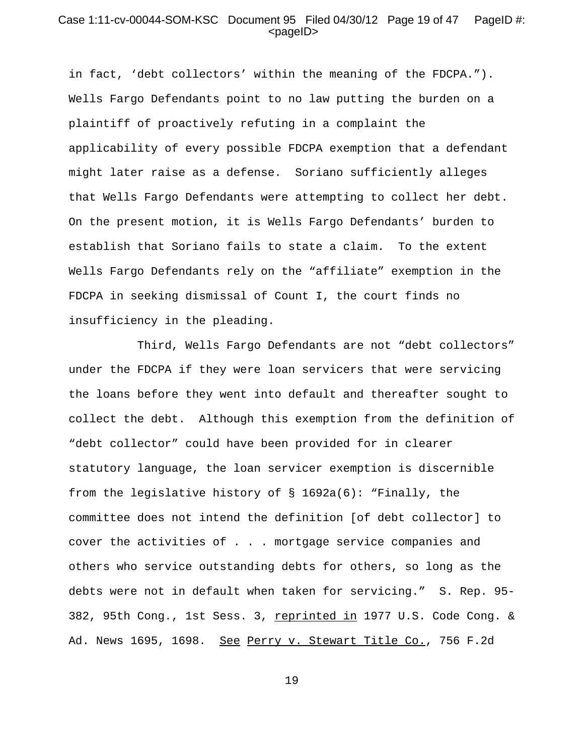in fact, 'debt collectors' within the meaning of the FDCPA."). Wells Fargo Defendants point to no law putting the burden on a plaintiff of proactively refuting in a complaint the applicability of every possible FDCPA exemption that a defendant might later raise as a defense. Soriano sufficiently alleges that Wells Fargo Defendants were attempting to collect her debt. On the present motion, it is Wells Fargo Defendants' burden to establish that Soriano fails to state a claim. To the extent Wells Fargo Defendants rely on the "affiliate" exemption in the FDCPA in seeking dismissal of Count I, the court finds no insufficiency in the pleading.

Third, Wells Fargo Defendants are not "debt collectors" under the FDCPA if they were loan servicers that were servicing the loans before they went into default and thereafter sought to collect the debt. Although this exemption from the definition of "debt collector" could have been provided for in clearer statutory language, the loan servicer exemption is discernible from the legislative history of § 1692a(6): "Finally, the committee does not intend the definition [of debt collector] to cover the activities of . . . mortgage service companies and others who service outstanding debts for others, so long as the debts were not in default when taken for servicing." S. Rep. 95-382, 95th Cong., 1st Sess. 3, reprinted in 1977 U.S. Code Cong. & Ad. News 1695, 1698. See Perry v. Stewart Title Co., 756 F.2d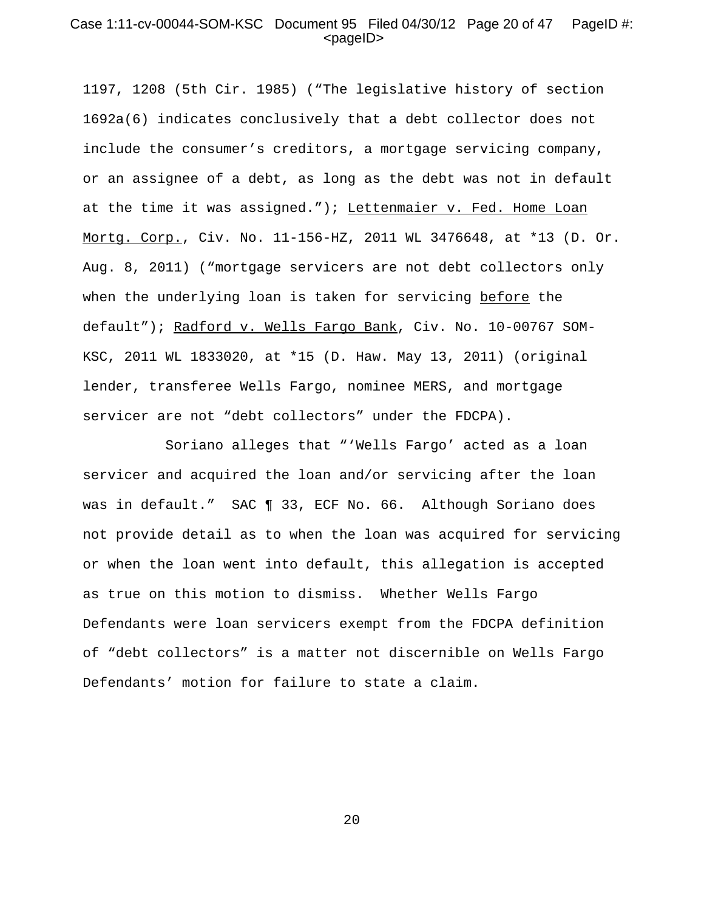1197, 1208 (5th Cir. 1985) ("The legislative history of section 1692a(6) indicates conclusively that a debt collector does not include the consumer's creditors, a mortgage servicing company, or an assignee of a debt, as long as the debt was not in default at the time it was assigned."); Lettenmaier v. Fed. Home Loan Mortg. Corp., Civ. No. 11-156-HZ, 2011 WL 3476648, at *13 (D. Or. Aug. 8, 2011) ("mortgage servicers are not debt collectors only when the underlying loan is taken for servicing before the default"); Radford v. Wells Fargo Bank, Civ. No. 10-00767 SOM-KSC, 2011 WL 1833020, at *15 (D. Haw. May 13, 2011) (original lender, transferee Wells Fargo, nominee MERS, and mortgage servicer are not "debt collectors" under the FDCPA).

Soriano alleges that "'Wells Fargo' acted as a loan servicer and acquired the loan and/or servicing after the loan was in default." SAC ¶ 33, ECF No. 66. Although Soriano does not provide detail as to when the loan was acquired for servicing or when the loan went into default, this allegation is accepted as true on this motion to dismiss. Whether Wells Fargo Defendants were loan servicers exempt from the FDCPA definition of "debt collectors" is a matter not discernible on Wells Fargo Defendants' motion for failure to state a claim.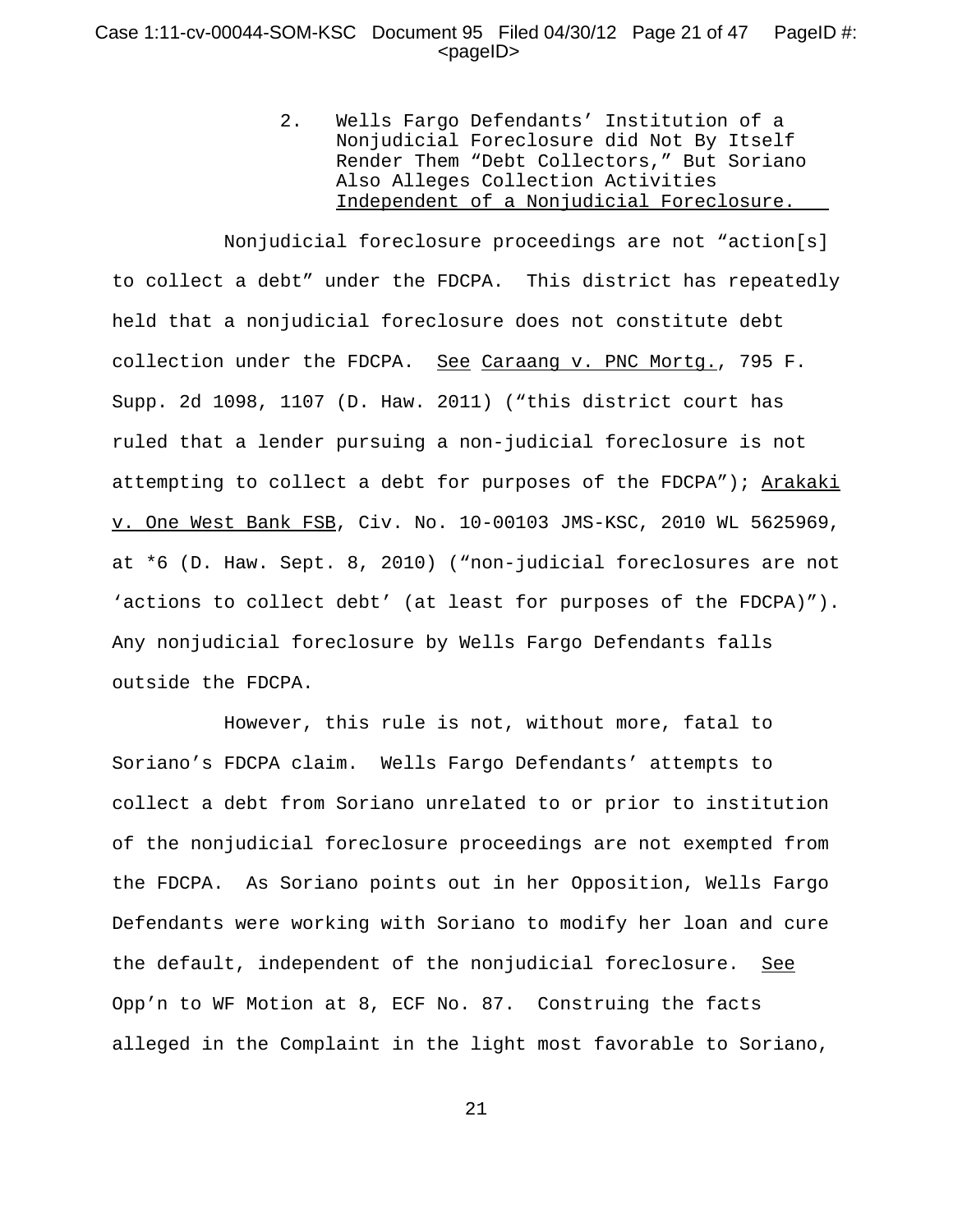2. Wells Fargo Defendants' Institution of a Nonjudicial Foreclosure did Not By Itself Render Them "Debt Collectors," But Soriano Also Alleges Collection Activities Independent of a Nonjudicial Foreclosure.

Nonjudicial foreclosure proceedings are not "action[s] to collect a debt" under the FDCPA. This district has repeatedly held that a nonjudicial foreclosure does not constitute debt collection under the FDCPA. See Caraang v. PNC Mortg., 795 F. Supp. 2d 1098, 1107 (D. Haw. 2011) ("this district court has ruled that a lender pursuing a non-judicial foreclosure is not attempting to collect a debt for purposes of the FDCPA"); Arakaki v. One West Bank FSB, Civ. No. 10-00103 JMS-KSC, 2010 WL 5625969, at *6 (D. Haw. Sept. 8, 2010) ("non-judicial foreclosures are not 'actions to collect debt' (at least for purposes of the FDCPA)"). Any nonjudicial foreclosure by Wells Fargo Defendants falls outside the FDCPA.

However, this rule is not, without more, fatal to Soriano's FDCPA claim. Wells Fargo Defendants' attempts to collect a debt from Soriano unrelated to or prior to institution of the nonjudicial foreclosure proceedings are not exempted from the FDCPA. As Soriano points out in her Opposition, Wells Fargo Defendants were working with Soriano to modify her loan and cure the default, independent of the nonjudicial foreclosure. See Opp'n to WF Motion at 8, ECF No. 87. Construing the facts alleged in the Complaint in the light most favorable to Soriano,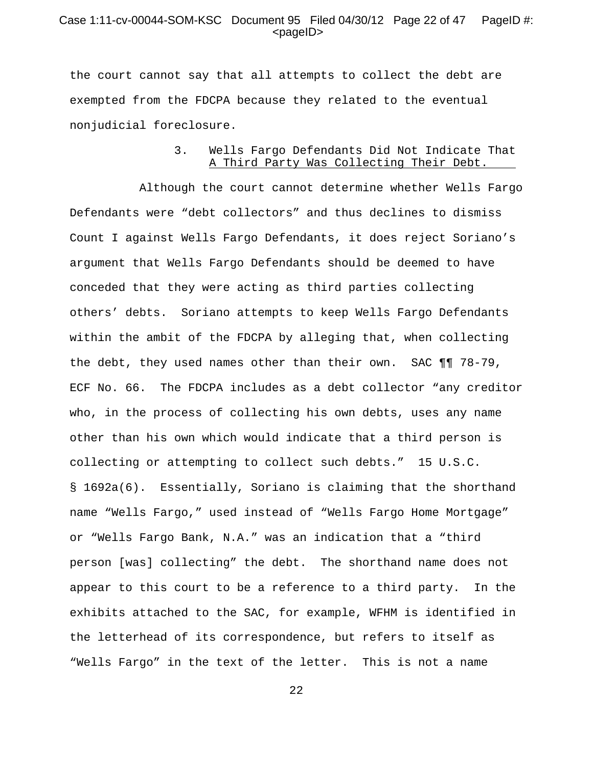the court cannot say that all attempts to collect the debt are exempted from the FDCPA because they related to the eventual nonjudicial foreclosure.

### 3. Wells Fargo Defendants Did Not Indicate That A Third Party Was Collecting Their Debt.

Although the court cannot determine whether Wells Fargo Defendants were "debt collectors" and thus declines to dismiss Count I against Wells Fargo Defendants, it does reject Soriano's argument that Wells Fargo Defendants should be deemed to have conceded that they were acting as third parties collecting others' debts. Soriano attempts to keep Wells Fargo Defendants within the ambit of the FDCPA by alleging that, when collecting the debt, they used names other than their own. SAC ¶¶ 78-79, ECF No. 66. The FDCPA includes as a debt collector "any creditor who, in the process of collecting his own debts, uses any name other than his own which would indicate that a third person is collecting or attempting to collect such debts." 15 U.S.C. § 1692a(6). Essentially, Soriano is claiming that the shorthand name "Wells Fargo," used instead of "Wells Fargo Home Mortgage" or "Wells Fargo Bank, N.A." was an indication that a "third person [was] collecting" the debt. The shorthand name does not appear to this court to be a reference to a third party. In the exhibits attached to the SAC, for example, WFHM is identified in the letterhead of its correspondence, but refers to itself as "Wells Fargo" in the text of the letter. This is not a name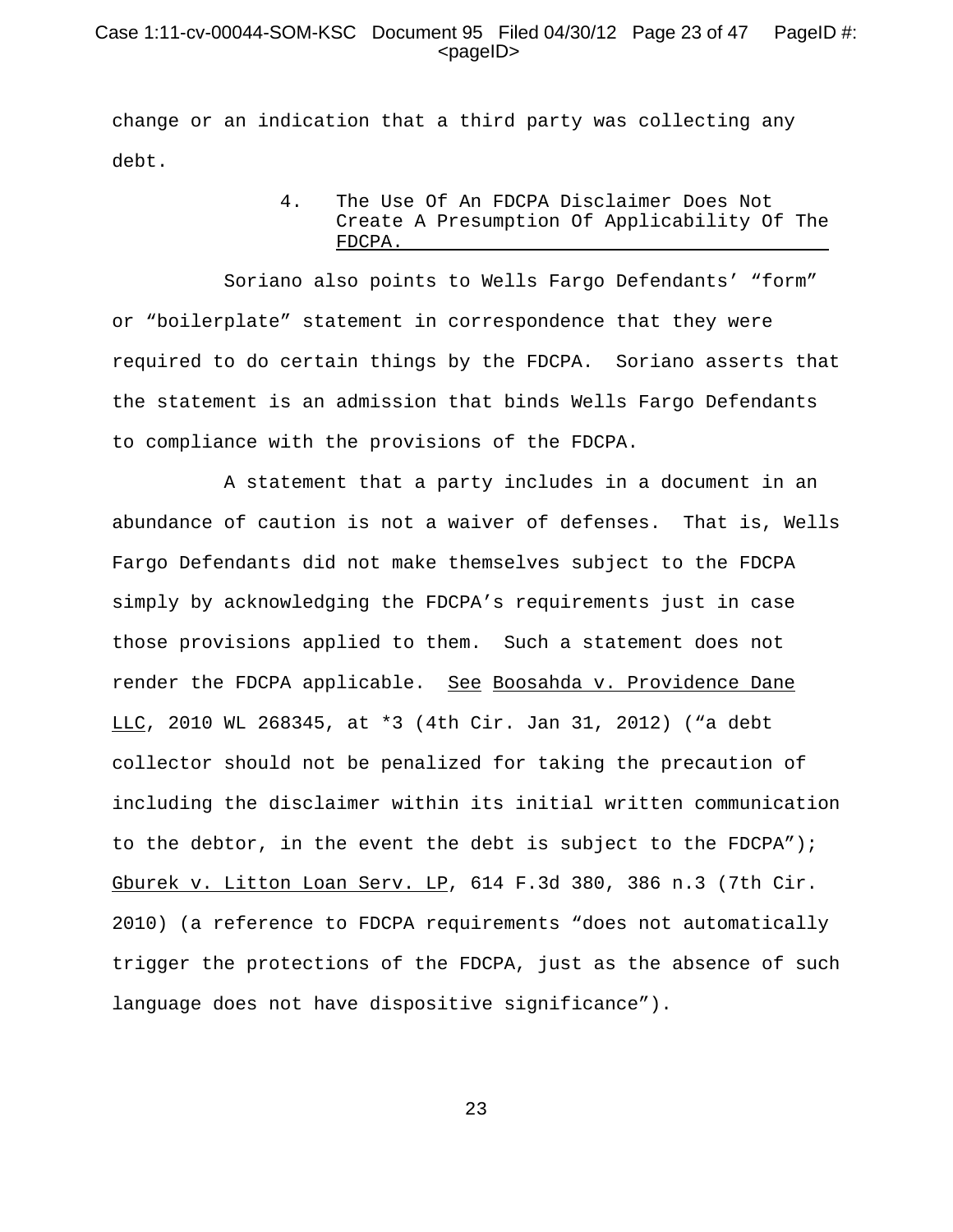change or an indication that a third party was collecting any debt.

### 4. The Use Of An FDCPA Disclaimer Does Not Create A Presumption Of Applicability Of The FDCPA.

Soriano also points to Wells Fargo Defendants' "form" or "boilerplate" statement in correspondence that they were required to do certain things by the FDCPA. Soriano asserts that the statement is an admission that binds Wells Fargo Defendants to compliance with the provisions of the FDCPA.

A statement that a party includes in a document in an abundance of caution is not a waiver of defenses. That is, Wells Fargo Defendants did not make themselves subject to the FDCPA simply by acknowledging the FDCPA's requirements just in case those provisions applied to them. Such a statement does not render the FDCPA applicable. See Boosahda v. Providence Dane LLC, 2010 WL 268345, at *3 (4th Cir. Jan 31, 2012) ("a debt collector should not be penalized for taking the precaution of including the disclaimer within its initial written communication to the debtor, in the event the debt is subject to the FDCPA"); Gburek v. Litton Loan Serv. LP, 614 F.3d 380, 386 n.3 (7th Cir. 2010) (a reference to FDCPA requirements "does not automatically trigger the protections of the FDCPA, just as the absence of such language does not have dispositive significance").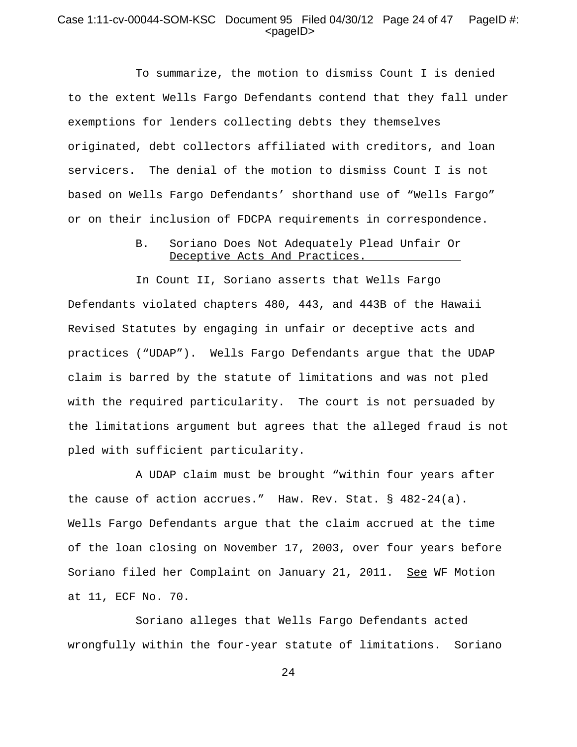To summarize, the motion to dismiss Count I is denied to the extent Wells Fargo Defendants contend that they fall under exemptions for lenders collecting debts they themselves originated, debt collectors affiliated with creditors, and loan servicers. The denial of the motion to dismiss Count I is not based on Wells Fargo Defendants' shorthand use of "Wells Fargo" or on their inclusion of FDCPA requirements in correspondence.

### B. Soriano Does Not Adequately Plead Unfair Or Deceptive Acts And Practices.

In Count II, Soriano asserts that Wells Fargo Defendants violated chapters 480, 443, and 443B of the Hawaii Revised Statutes by engaging in unfair or deceptive acts and practices ("UDAP"). Wells Fargo Defendants argue that the UDAP claim is barred by the statute of limitations and was not pled with the required particularity. The court is not persuaded by the limitations argument but agrees that the alleged fraud is not pled with sufficient particularity.

A UDAP claim must be brought "within four years after the cause of action accrues." Haw. Rev. Stat. § 482-24(a). Wells Fargo Defendants argue that the claim accrued at the time of the loan closing on November 17, 2003, over four years before Soriano filed her Complaint on January 21, 2011. See WF Motion at 11, ECF No. 70.

Soriano alleges that Wells Fargo Defendants acted wrongfully within the four-year statute of limitations. Soriano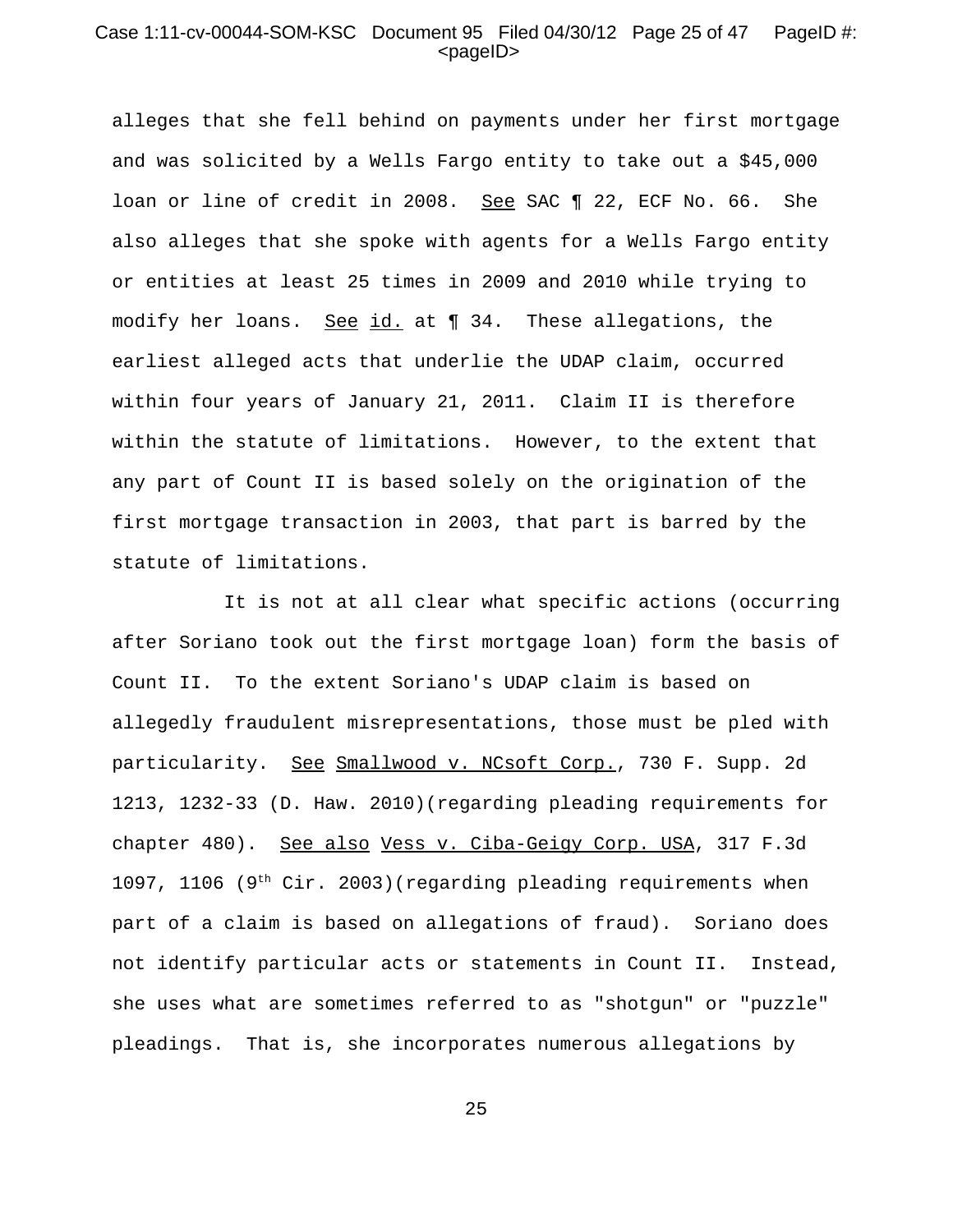alleges that she fell behind on payments under her first mortgage and was solicited by a Wells Fargo entity to take out a $45,000 loan or line of credit in 2008. See SAC ¶ 22, ECF No. 66. She also alleges that she spoke with agents for a Wells Fargo entity or entities at least 25 times in 2009 and 2010 while trying to modify her loans. See id. at ¶ 34. These allegations, the earliest alleged acts that underlie the UDAP claim, occurred within four years of January 21, 2011. Claim II is therefore within the statute of limitations. However, to the extent that any part of Count II is based solely on the origination of the first mortgage transaction in 2003, that part is barred by the statute of limitations.

It is not at all clear what specific actions (occurring after Soriano took out the first mortgage loan) form the basis of Count II. To the extent Soriano's UDAP claim is based on allegedly fraudulent misrepresentations, those must be pled with particularity. See Smallwood v. NCsoft Corp., 730 F. Supp. 2d 1213, 1232-33 (D. Haw. 2010)(regarding pleading requirements for chapter 480). See also Vess v. Ciba-Geigy Corp. USA, 317 F.3d 1097, 1106 (9th Cir. 2003)(regarding pleading requirements when part of a claim is based on allegations of fraud). Soriano does not identify particular acts or statements in Count II. Instead, she uses what are sometimes referred to as "shotgun" or "puzzle" pleadings. That is, she incorporates numerous allegations by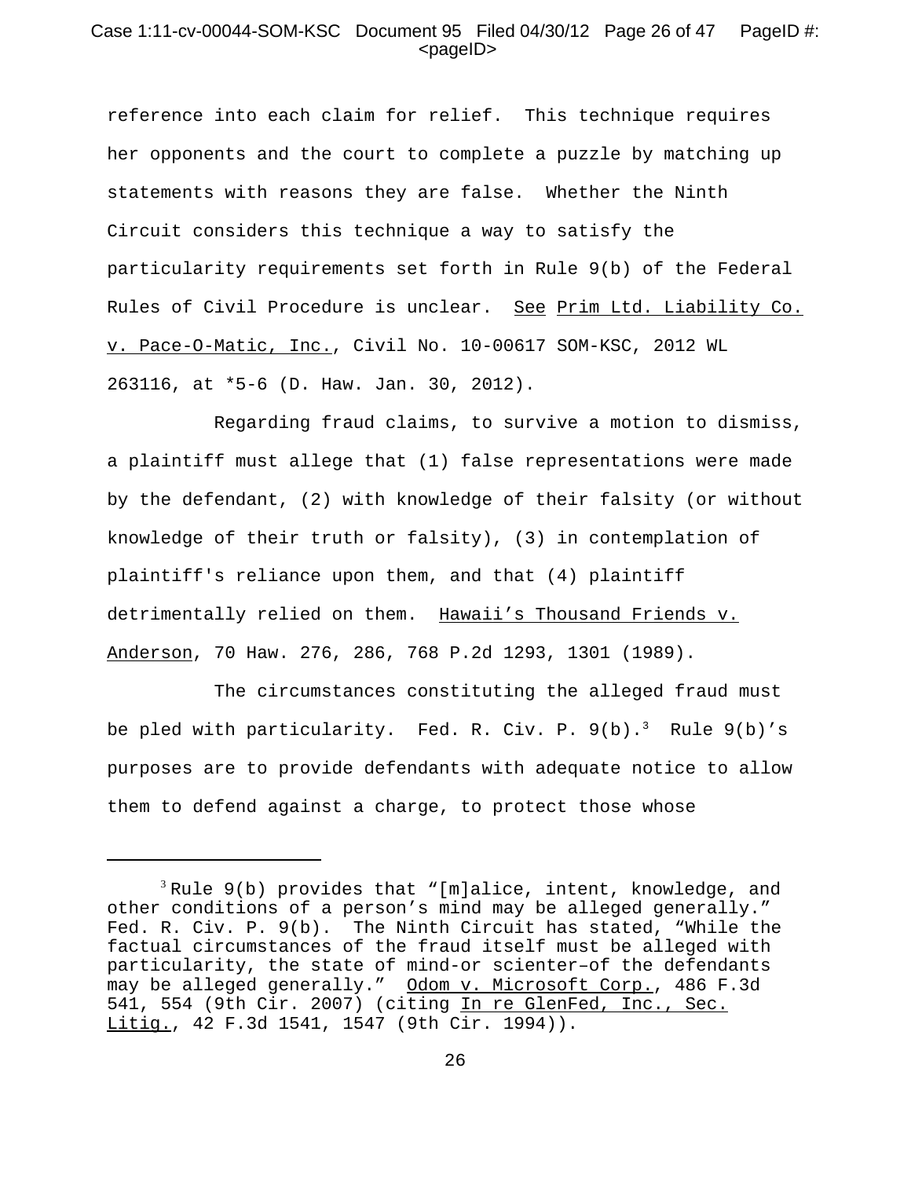reference into each claim for relief. This technique requires her opponents and the court to complete a puzzle by matching up statements with reasons they are false. Whether the Ninth Circuit considers this technique a way to satisfy the particularity requirements set forth in Rule 9(b) of the Federal Rules of Civil Procedure is unclear. See Prim Ltd. Liability Co. v. Pace-O-Matic, Inc., Civil No. 10-00617 SOM-KSC, 2012 WL 263116, at *5-6 (D. Haw. Jan. 30, 2012).

Regarding fraud claims, to survive a motion to dismiss, a plaintiff must allege that (1) false representations were made by the defendant, (2) with knowledge of their falsity (or without knowledge of their truth or falsity), (3) in contemplation of plaintiff's reliance upon them, and that (4) plaintiff detrimentally relied on them. Hawaii's Thousand Friends v. Anderson, 70 Haw. 276, 286, 768 P.2d 1293, 1301 (1989).

The circumstances constituting the alleged fraud must be pled with particularity. Fed. R. Civ. P. 9(b).[3] Rule 9(b)'s purposes are to provide defendants with adequate notice to allow them to defend against a charge, to protect those whose

---

[3] Rule 9(b) provides that "[m]alice, intent, knowledge, and other conditions of a person's mind may be alleged generally." Fed. R. Civ. P. 9(b). The Ninth Circuit has stated, "While the factual circumstances of the fraud itself must be alleged with particularity, the state of mind-or scienter–of the defendants may be alleged generally." Odom v. Microsoft Corp., 486 F.3d 541, 554 (9th Cir. 2007) (citing In re GlenFed, Inc., Sec. Litig., 42 F.3d 1541, 1547 (9th Cir. 1994)).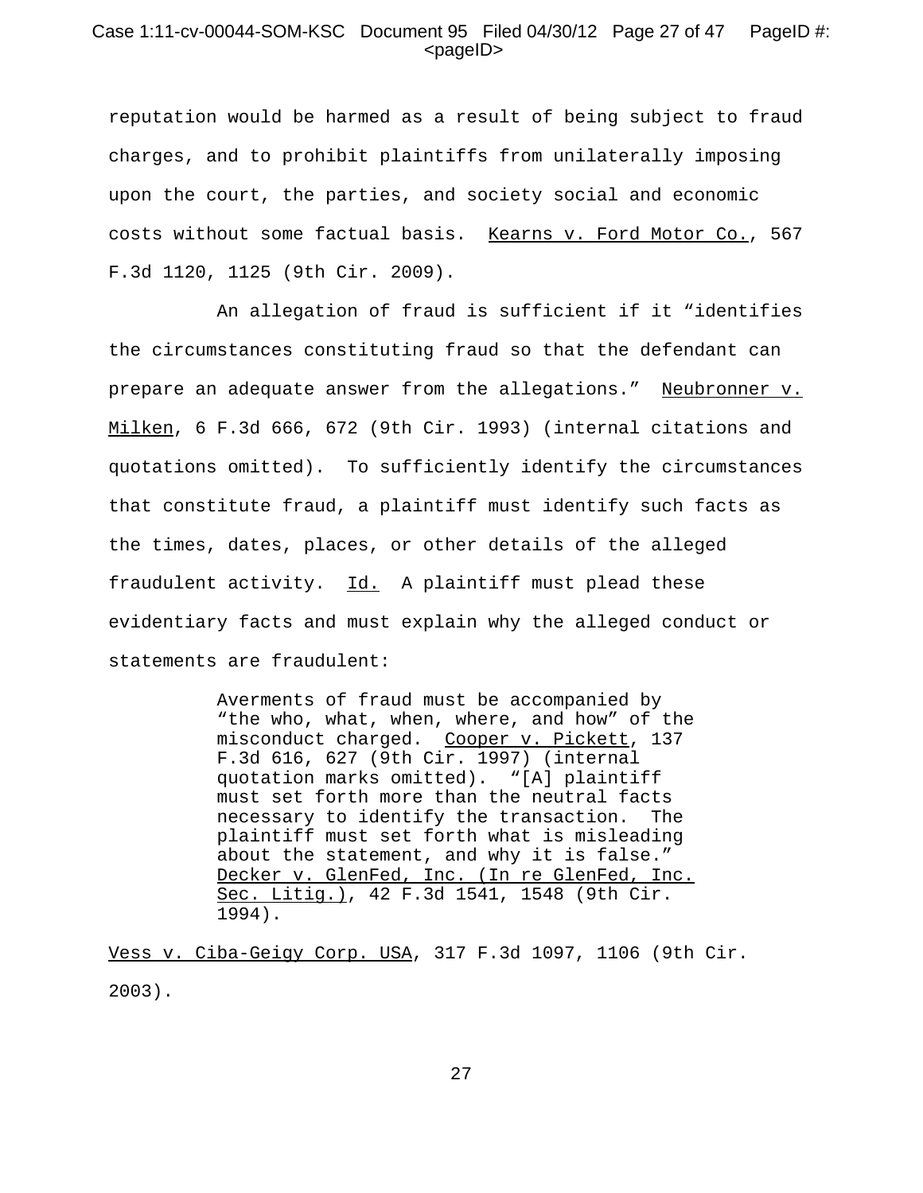reputation would be harmed as a result of being subject to fraud charges, and to prohibit plaintiffs from unilaterally imposing upon the court, the parties, and society social and economic costs without some factual basis. Kearns v. Ford Motor Co., 567 F.3d 1120, 1125 (9th Cir. 2009).

An allegation of fraud is sufficient if it "identifies the circumstances constituting fraud so that the defendant can prepare an adequate answer from the allegations." Neubronner v. Milken, 6 F.3d 666, 672 (9th Cir. 1993) (internal citations and quotations omitted). To sufficiently identify the circumstances that constitute fraud, a plaintiff must identify such facts as the times, dates, places, or other details of the alleged fraudulent activity. Id. A plaintiff must plead these evidentiary facts and must explain why the alleged conduct or statements are fraudulent:

> Averments of fraud must be accompanied by "the who, what, when, where, and how" of the misconduct charged. Cooper v. Pickett, 137 F.3d 616, 627 (9th Cir. 1997) (internal quotation marks omitted). "[A] plaintiff must set forth more than the neutral facts necessary to identify the transaction. The plaintiff must set forth what is misleading about the statement, and why it is false." Decker v. GlenFed, Inc. (In re GlenFed, Inc. Sec. Litig.), 42 F.3d 1541, 1548 (9th Cir. 1994).

Vess v. Ciba-Geigy Corp. USA, 317 F.3d 1097, 1106 (9th Cir. 2003).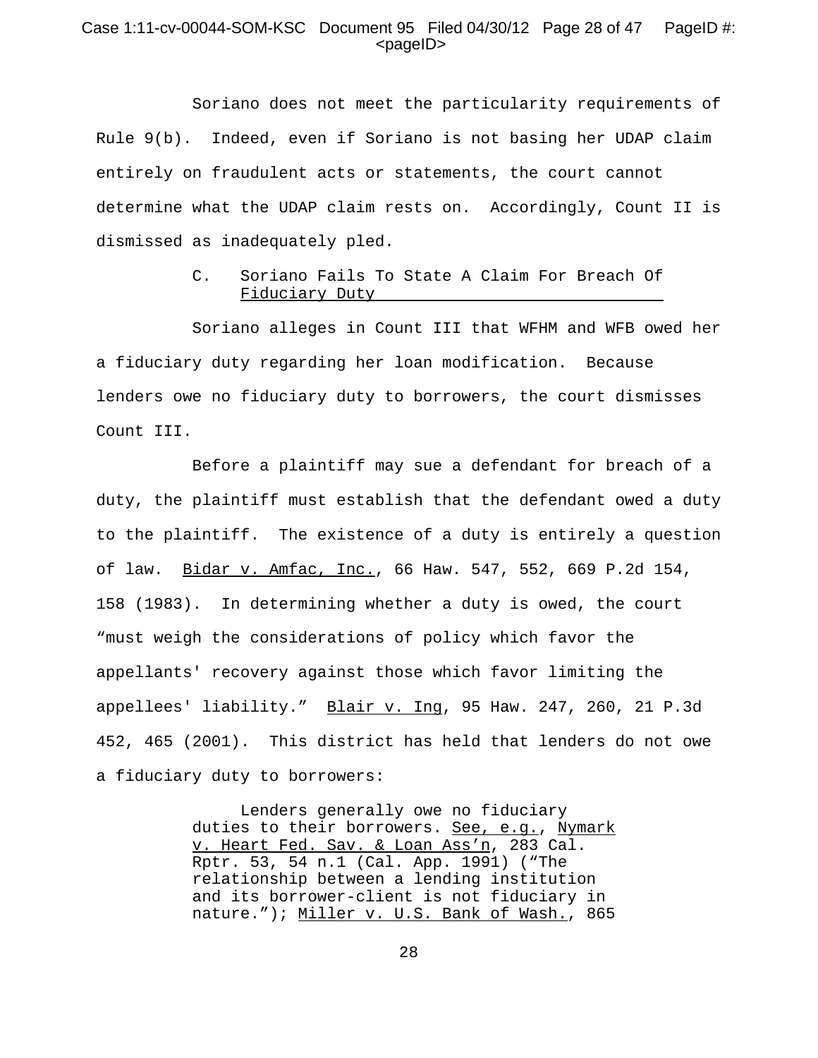Soriano does not meet the particularity requirements of Rule 9(b). Indeed, even if Soriano is not basing her UDAP claim entirely on fraudulent acts or statements, the court cannot determine what the UDAP claim rests on. Accordingly, Count II is dismissed as inadequately pled.

### C. Soriano Fails To State A Claim For Breach Of Fiduciary Duty

Soriano alleges in Count III that WFHM and WFB owed her a fiduciary duty regarding her loan modification. Because lenders owe no fiduciary duty to borrowers, the court dismisses Count III.

Before a plaintiff may sue a defendant for breach of a duty, the plaintiff must establish that the defendant owed a duty to the plaintiff. The existence of a duty is entirely a question of law. Bidar v. Amfac, Inc., 66 Haw. 547, 552, 669 P.2d 154, 158 (1983). In determining whether a duty is owed, the court "must weigh the considerations of policy which favor the appellants' recovery against those which favor limiting the appellees' liability." Blair v. Ing, 95 Haw. 247, 260, 21 P.3d 452, 465 (2001). This district has held that lenders do not owe a fiduciary duty to borrowers:

> Lenders generally owe no fiduciary duties to their borrowers. See, e.g., Nymark v. Heart Fed. Sav. & Loan Ass'n, 283 Cal. Rptr. 53, 54 n.1 (Cal. App. 1991) ("The relationship between a lending institution and its borrower-client is not fiduciary in nature."); Miller v. U.S. Bank of Wash., 865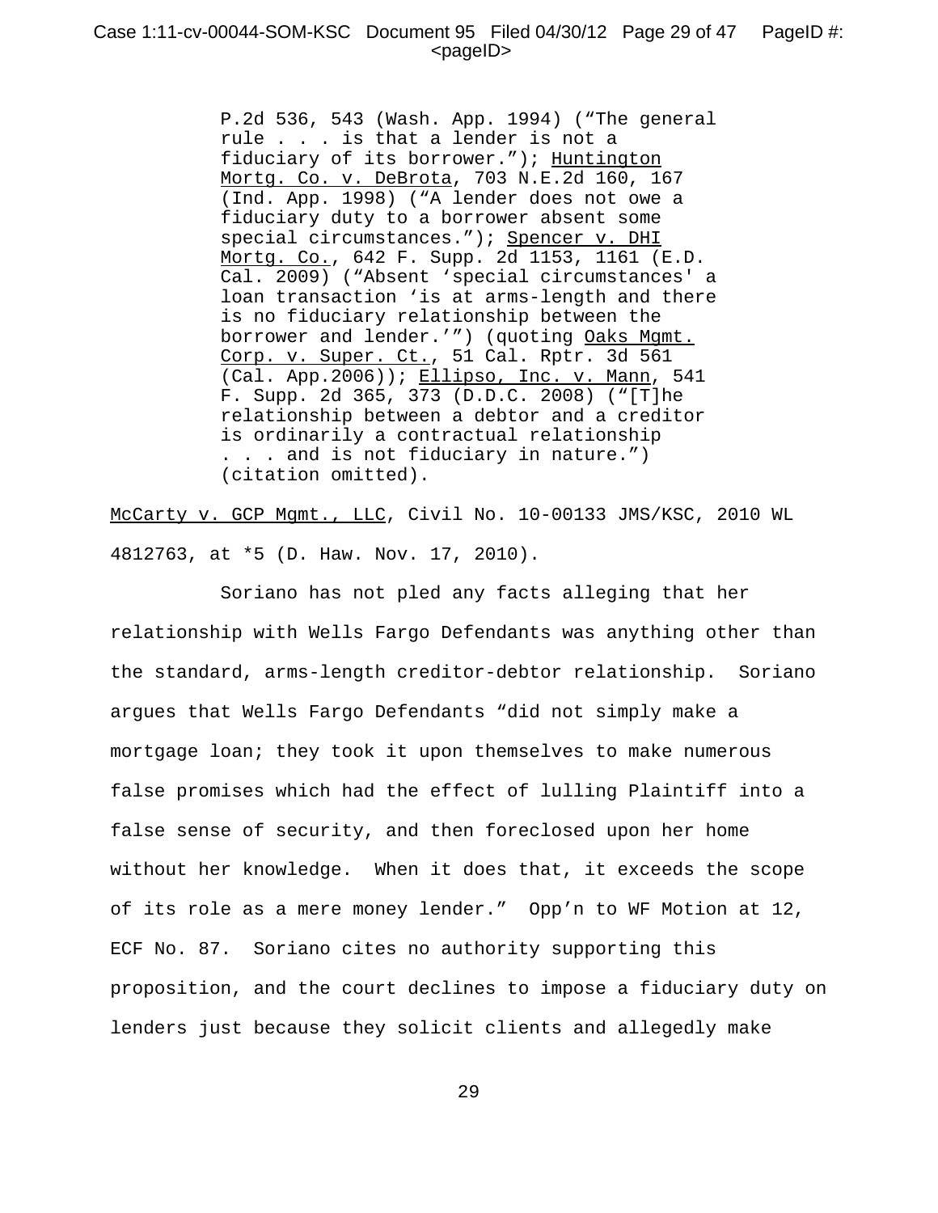> P.2d 536, 543 (Wash. App. 1994) ("The general rule . . . is that a lender is not a fiduciary of its borrower."); Huntington Mortg. Co. v. DeBrota, 703 N.E.2d 160, 167 (Ind. App. 1998) ("A lender does not owe a fiduciary duty to a borrower absent some special circumstances."); Spencer v. DHI Mortg. Co., 642 F. Supp. 2d 1153, 1161 (E.D. Cal. 2009) ("Absent 'special circumstances' a loan transaction 'is at arms-length and there is no fiduciary relationship between the borrower and lender.'") (quoting Oaks Mgmt. Corp. v. Super. Ct., 51 Cal. Rptr. 3d 561 (Cal. App.2006)); Ellipso, Inc. v. Mann, 541 F. Supp. 2d 365, 373 (D.D.C. 2008) ("[T]he relationship between a debtor and a creditor is ordinarily a contractual relationship . . . and is not fiduciary in nature.") (citation omitted).

McCarty v. GCP Mgmt., LLC, Civil No. 10-00133 JMS/KSC, 2010 WL 4812763, at *5 (D. Haw. Nov. 17, 2010).

Soriano has not pled any facts alleging that her relationship with Wells Fargo Defendants was anything other than the standard, arms-length creditor-debtor relationship. Soriano argues that Wells Fargo Defendants "did not simply make a mortgage loan; they took it upon themselves to make numerous false promises which had the effect of lulling Plaintiff into a false sense of security, and then foreclosed upon her home without her knowledge. When it does that, it exceeds the scope of its role as a mere money lender." Opp'n to WF Motion at 12, ECF No. 87. Soriano cites no authority supporting this proposition, and the court declines to impose a fiduciary duty on lenders just because they solicit clients and allegedly make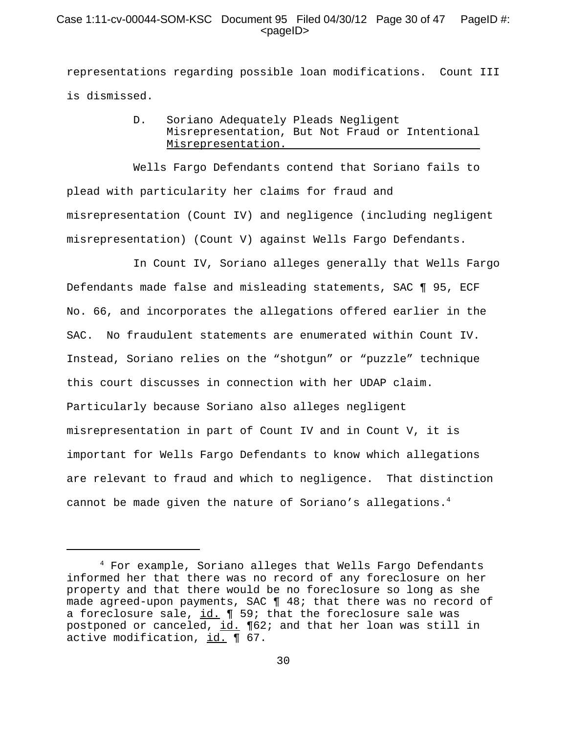representations regarding possible loan modifications. Count III is dismissed.

### D. Soriano Adequately Pleads Negligent Misrepresentation, But Not Fraud or Intentional Misrepresentation.

Wells Fargo Defendants contend that Soriano fails to plead with particularity her claims for fraud and misrepresentation (Count IV) and negligence (including negligent misrepresentation) (Count V) against Wells Fargo Defendants.

In Count IV, Soriano alleges generally that Wells Fargo Defendants made false and misleading statements, SAC ¶ 95, ECF No. 66, and incorporates the allegations offered earlier in the SAC. No fraudulent statements are enumerated within Count IV. Instead, Soriano relies on the "shotgun" or "puzzle" technique this court discusses in connection with her UDAP claim. Particularly because Soriano also alleges negligent misrepresentation in part of Count IV and in Count V, it is important for Wells Fargo Defendants to know which allegations are relevant to fraud and which to negligence. That distinction cannot be made given the nature of Soriano's allegations.[4]

---

[4] For example, Soriano alleges that Wells Fargo Defendants informed her that there was no record of any foreclosure on her property and that there would be no foreclosure so long as she made agreed-upon payments, SAC ¶ 48; that there was no record of a foreclosure sale, id. ¶ 59; that the foreclosure sale was postponed or canceled, id. ¶62; and that her loan was still in active modification, id. ¶ 67.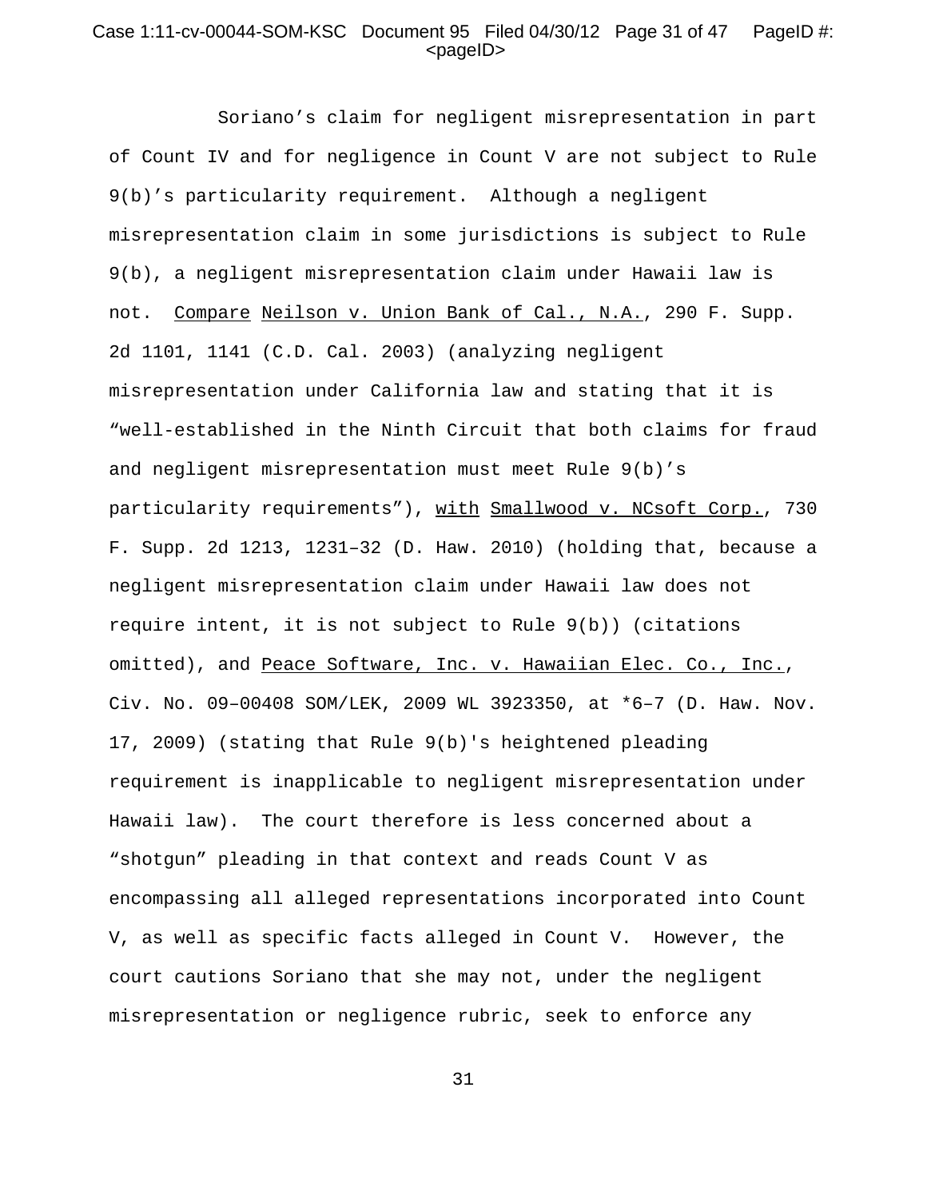Soriano's claim for negligent misrepresentation in part of Count IV and for negligence in Count V are not subject to Rule 9(b)'s particularity requirement. Although a negligent misrepresentation claim in some jurisdictions is subject to Rule 9(b), a negligent misrepresentation claim under Hawaii law is not. Compare Neilson v. Union Bank of Cal., N.A., 290 F. Supp. 2d 1101, 1141 (C.D. Cal. 2003) (analyzing negligent misrepresentation under California law and stating that it is "well-established in the Ninth Circuit that both claims for fraud and negligent misrepresentation must meet Rule 9(b)'s particularity requirements"), with Smallwood v. NCsoft Corp., 730 F. Supp. 2d 1213, 1231–32 (D. Haw. 2010) (holding that, because a negligent misrepresentation claim under Hawaii law does not require intent, it is not subject to Rule 9(b)) (citations omitted), and Peace Software, Inc. v. Hawaiian Elec. Co., Inc., Civ. No. 09–00408 SOM/LEK, 2009 WL 3923350, at *6–7 (D. Haw. Nov. 17, 2009) (stating that Rule 9(b)'s heightened pleading requirement is inapplicable to negligent misrepresentation under Hawaii law). The court therefore is less concerned about a "shotgun" pleading in that context and reads Count V as encompassing all alleged representations incorporated into Count V, as well as specific facts alleged in Count V. However, the court cautions Soriano that she may not, under the negligent misrepresentation or negligence rubric, seek to enforce any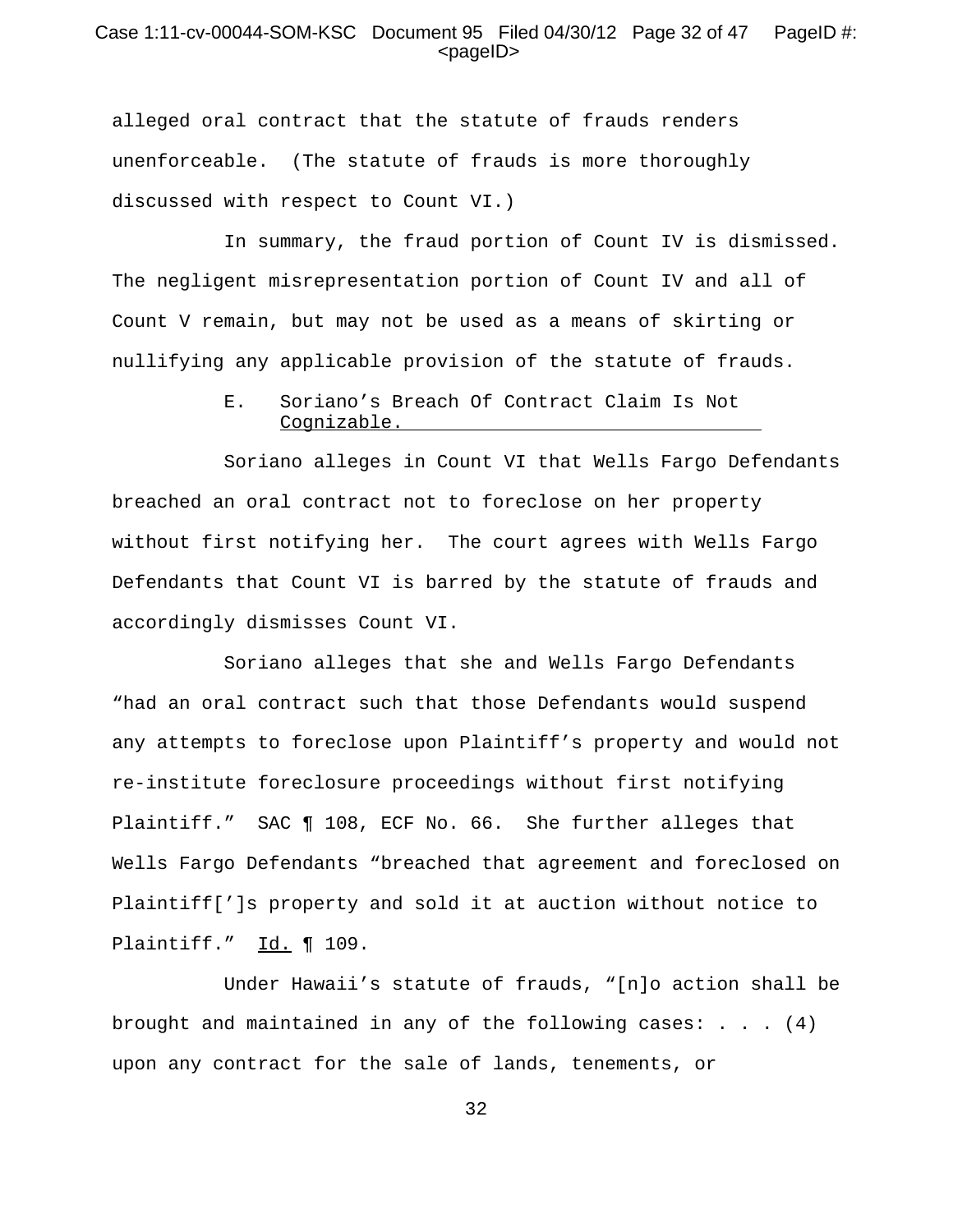alleged oral contract that the statute of frauds renders unenforceable. (The statute of frauds is more thoroughly discussed with respect to Count VI.)

In summary, the fraud portion of Count IV is dismissed. The negligent misrepresentation portion of Count IV and all of Count V remain, but may not be used as a means of skirting or nullifying any applicable provision of the statute of frauds.

### E. Soriano's Breach Of Contract Claim Is Not Cognizable.

Soriano alleges in Count VI that Wells Fargo Defendants breached an oral contract not to foreclose on her property without first notifying her. The court agrees with Wells Fargo Defendants that Count VI is barred by the statute of frauds and accordingly dismisses Count VI.

Soriano alleges that she and Wells Fargo Defendants "had an oral contract such that those Defendants would suspend any attempts to foreclose upon Plaintiff's property and would not re-institute foreclosure proceedings without first notifying Plaintiff." SAC ¶ 108, ECF No. 66. She further alleges that Wells Fargo Defendants "breached that agreement and foreclosed on Plaintiff[']s property and sold it at auction without notice to Plaintiff." Id. ¶ 109.

Under Hawaii's statute of frauds, "[n]o action shall be brought and maintained in any of the following cases: . . . (4) upon any contract for the sale of lands, tenements, or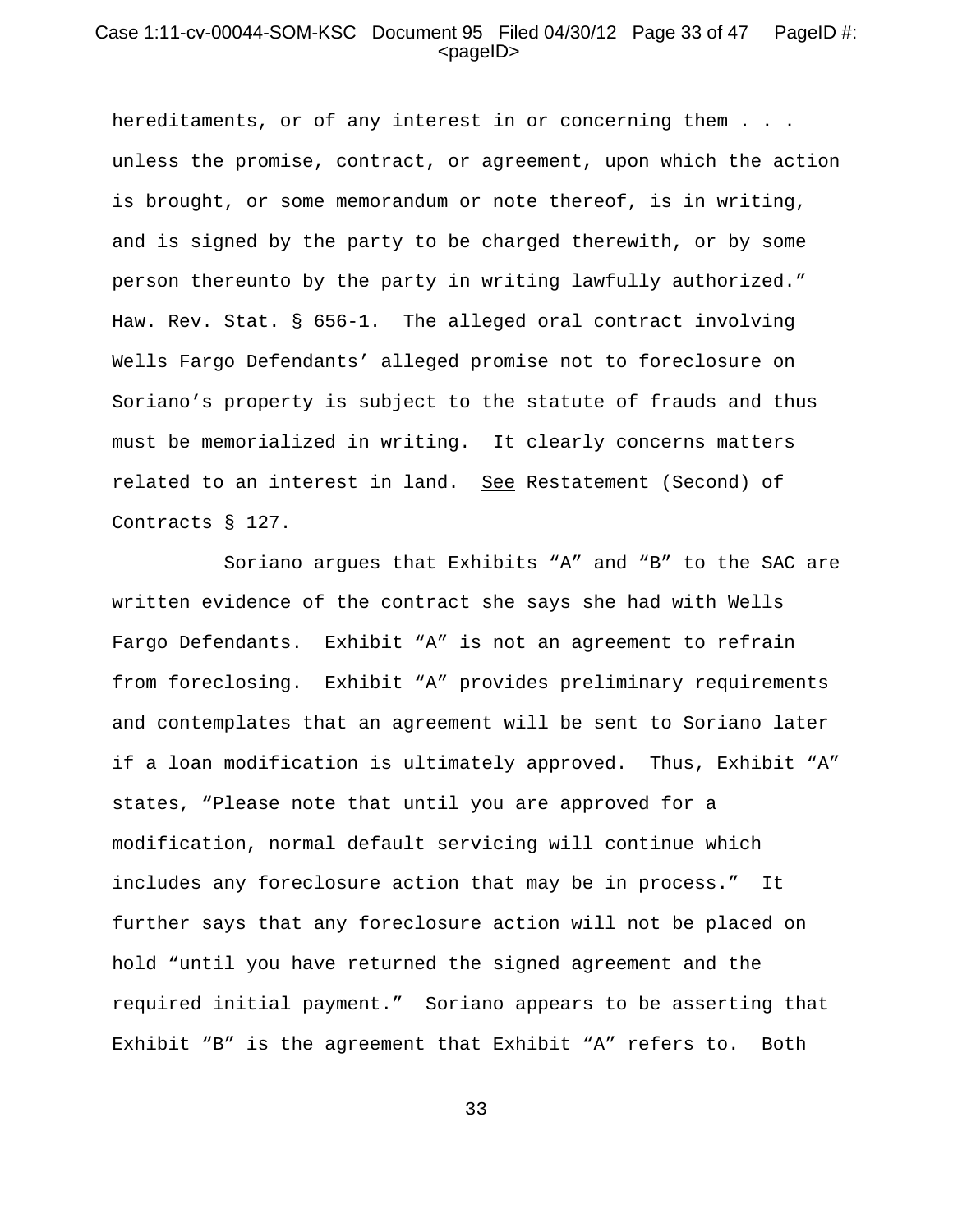hereditaments, or of any interest in or concerning them . . . unless the promise, contract, or agreement, upon which the action is brought, or some memorandum or note thereof, is in writing, and is signed by the party to be charged therewith, or by some person thereunto by the party in writing lawfully authorized." Haw. Rev. Stat. § 656-1. The alleged oral contract involving Wells Fargo Defendants' alleged promise not to foreclosure on Soriano's property is subject to the statute of frauds and thus must be memorialized in writing. It clearly concerns matters related to an interest in land. See Restatement (Second) of Contracts § 127.

Soriano argues that Exhibits "A" and "B" to the SAC are written evidence of the contract she says she had with Wells Fargo Defendants. Exhibit "A" is not an agreement to refrain from foreclosing. Exhibit "A" provides preliminary requirements and contemplates that an agreement will be sent to Soriano later if a loan modification is ultimately approved. Thus, Exhibit "A" states, "Please note that until you are approved for a modification, normal default servicing will continue which includes any foreclosure action that may be in process." It further says that any foreclosure action will not be placed on hold "until you have returned the signed agreement and the required initial payment." Soriano appears to be asserting that Exhibit "B" is the agreement that Exhibit "A" refers to. Both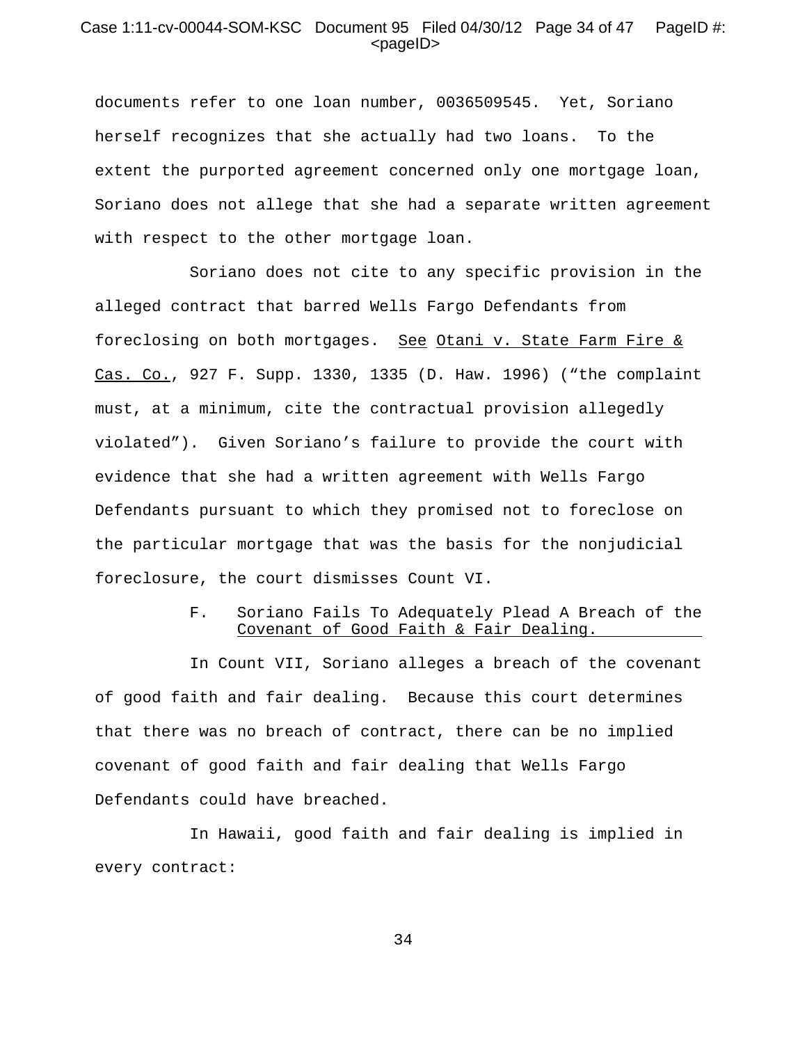documents refer to one loan number, 0036509545. Yet, Soriano herself recognizes that she actually had two loans. To the extent the purported agreement concerned only one mortgage loan, Soriano does not allege that she had a separate written agreement with respect to the other mortgage loan.

Soriano does not cite to any specific provision in the alleged contract that barred Wells Fargo Defendants from foreclosing on both mortgages. See Otani v. State Farm Fire & Cas. Co., 927 F. Supp. 1330, 1335 (D. Haw. 1996) ("the complaint must, at a minimum, cite the contractual provision allegedly violated"). Given Soriano's failure to provide the court with evidence that she had a written agreement with Wells Fargo Defendants pursuant to which they promised not to foreclose on the particular mortgage that was the basis for the nonjudicial foreclosure, the court dismisses Count VI.

### F. Soriano Fails To Adequately Plead A Breach of the Covenant of Good Faith & Fair Dealing.

In Count VII, Soriano alleges a breach of the covenant of good faith and fair dealing. Because this court determines that there was no breach of contract, there can be no implied covenant of good faith and fair dealing that Wells Fargo Defendants could have breached.

In Hawaii, good faith and fair dealing is implied in every contract: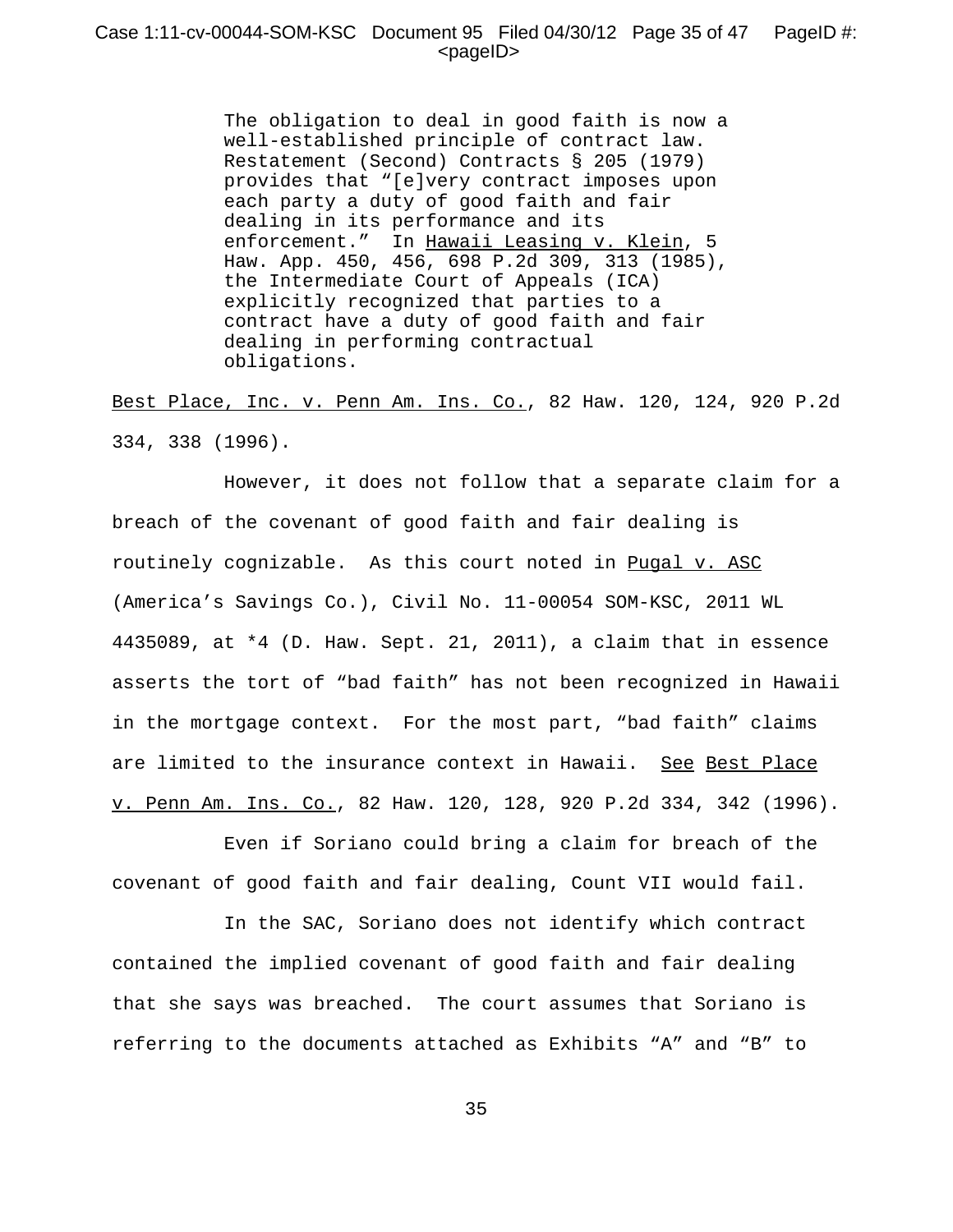> The obligation to deal in good faith is now a well-established principle of contract law. Restatement (Second) Contracts § 205 (1979) provides that "[e]very contract imposes upon each party a duty of good faith and fair dealing in its performance and its enforcement." In Hawaii Leasing v. Klein, 5 Haw. App. 450, 456, 698 P.2d 309, 313 (1985), the Intermediate Court of Appeals (ICA) explicitly recognized that parties to a contract have a duty of good faith and fair dealing in performing contractual obligations.

Best Place, Inc. v. Penn Am. Ins. Co., 82 Haw. 120, 124, 920 P.2d 334, 338 (1996).

However, it does not follow that a separate claim for a breach of the covenant of good faith and fair dealing is routinely cognizable. As this court noted in Pugal v. ASC (America's Savings Co.), Civil No. 11-00054 SOM-KSC, 2011 WL 4435089, at *4 (D. Haw. Sept. 21, 2011), a claim that in essence asserts the tort of "bad faith" has not been recognized in Hawaii in the mortgage context. For the most part, "bad faith" claims are limited to the insurance context in Hawaii. See Best Place v. Penn Am. Ins. Co., 82 Haw. 120, 128, 920 P.2d 334, 342 (1996).

Even if Soriano could bring a claim for breach of the covenant of good faith and fair dealing, Count VII would fail.

In the SAC, Soriano does not identify which contract contained the implied covenant of good faith and fair dealing that she says was breached. The court assumes that Soriano is referring to the documents attached as Exhibits "A" and "B" to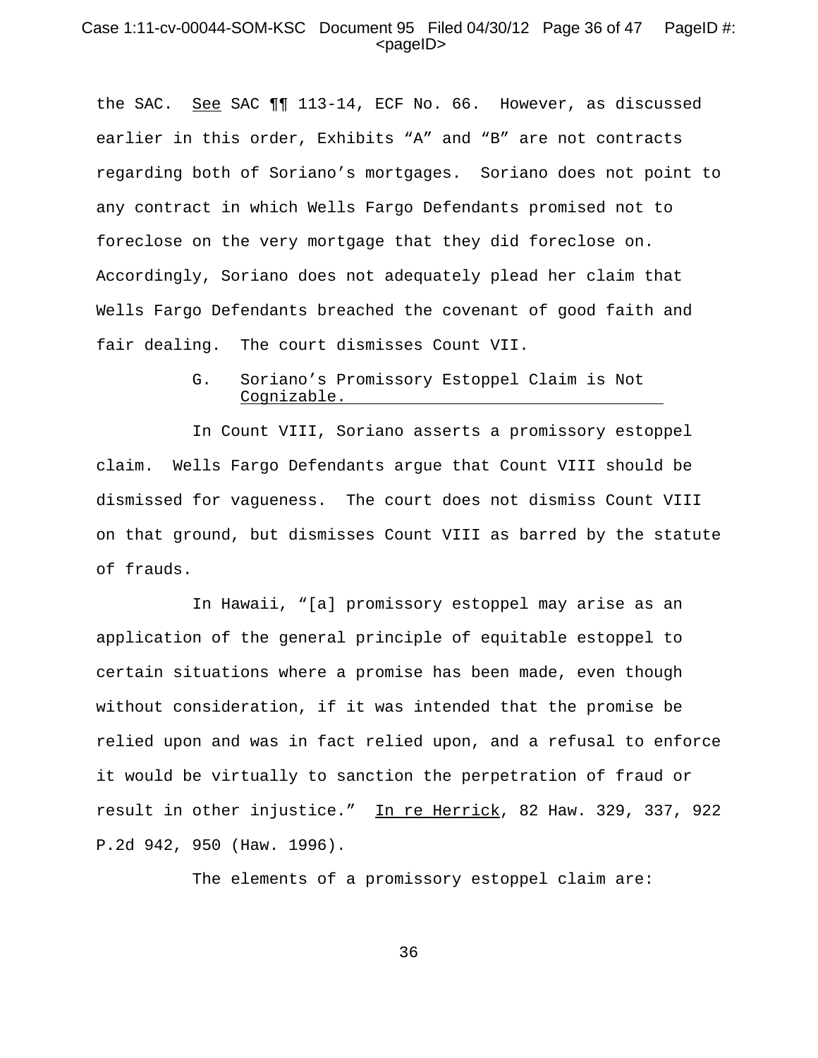the SAC. See SAC ¶¶ 113-14, ECF No. 66. However, as discussed earlier in this order, Exhibits "A" and "B" are not contracts regarding both of Soriano's mortgages. Soriano does not point to any contract in which Wells Fargo Defendants promised not to foreclose on the very mortgage that they did foreclose on. Accordingly, Soriano does not adequately plead her claim that Wells Fargo Defendants breached the covenant of good faith and fair dealing. The court dismisses Count VII.

### G. Soriano's Promissory Estoppel Claim is Not Cognizable.

In Count VIII, Soriano asserts a promissory estoppel claim. Wells Fargo Defendants argue that Count VIII should be dismissed for vagueness. The court does not dismiss Count VIII on that ground, but dismisses Count VIII as barred by the statute of frauds.

In Hawaii, "[a] promissory estoppel may arise as an application of the general principle of equitable estoppel to certain situations where a promise has been made, even though without consideration, if it was intended that the promise be relied upon and was in fact relied upon, and a refusal to enforce it would be virtually to sanction the perpetration of fraud or result in other injustice." In re Herrick, 82 Haw. 329, 337, 922 P.2d 942, 950 (Haw. 1996).

The elements of a promissory estoppel claim are: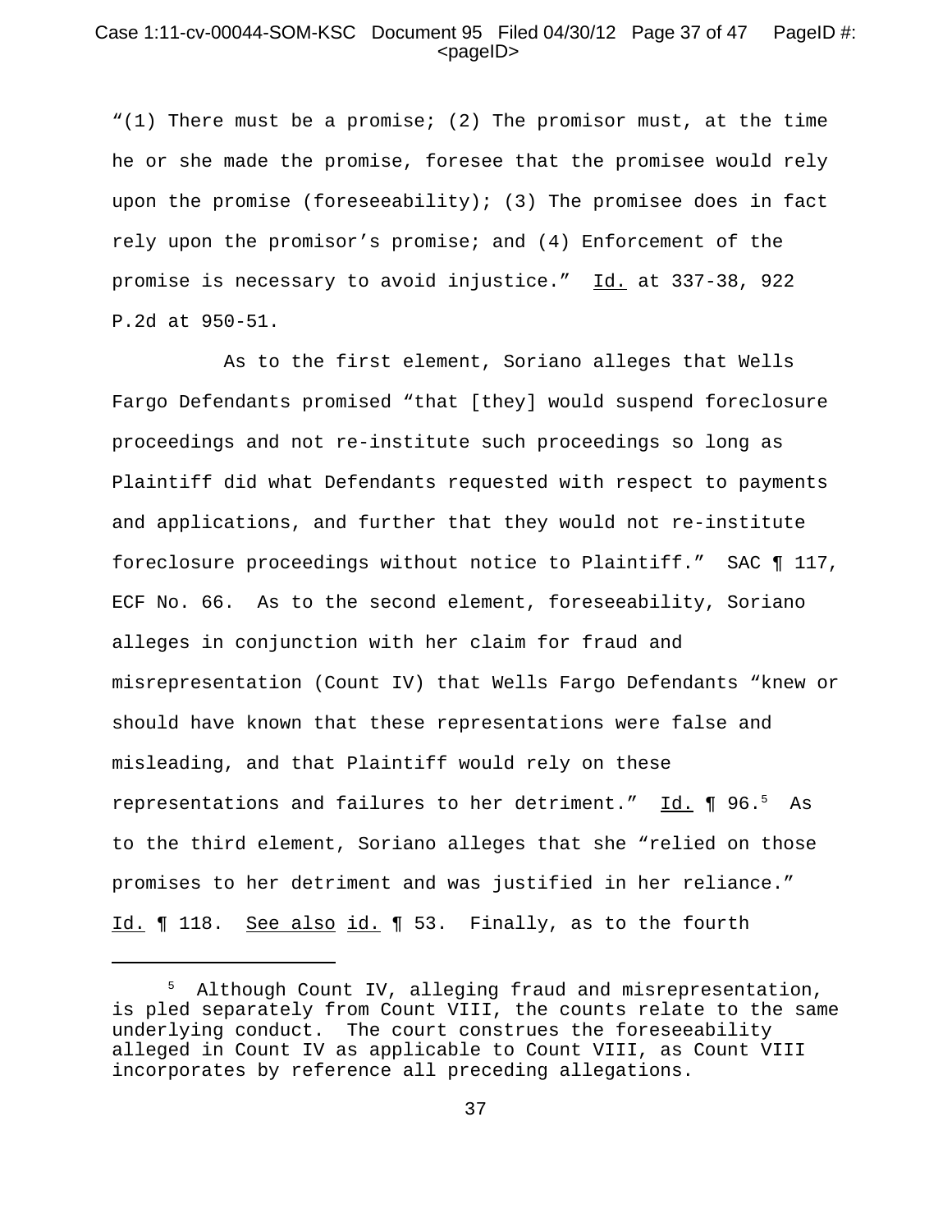"(1) There must be a promise; (2) The promisor must, at the time he or she made the promise, foresee that the promisee would rely upon the promise (foreseeability); (3) The promisee does in fact rely upon the promisor's promise; and (4) Enforcement of the promise is necessary to avoid injustice." Id. at 337-38, 922 P.2d at 950-51.

As to the first element, Soriano alleges that Wells Fargo Defendants promised "that [they] would suspend foreclosure proceedings and not re-institute such proceedings so long as Plaintiff did what Defendants requested with respect to payments and applications, and further that they would not re-institute foreclosure proceedings without notice to Plaintiff." SAC ¶ 117, ECF No. 66. As to the second element, foreseeability, Soriano alleges in conjunction with her claim for fraud and misrepresentation (Count IV) that Wells Fargo Defendants "knew or should have known that these representations were false and misleading, and that Plaintiff would rely on these representations and failures to her detriment." Id. ¶ 96.[5] As to the third element, Soriano alleges that she "relied on those promises to her detriment and was justified in her reliance." Id. ¶ 118. See also id. ¶ 53. Finally, as to the fourth

---

[5] Although Count IV, alleging fraud and misrepresentation, is pled separately from Count VIII, the counts relate to the same underlying conduct. The court construes the foreseeability alleged in Count IV as applicable to Count VIII, as Count VIII incorporates by reference all preceding allegations.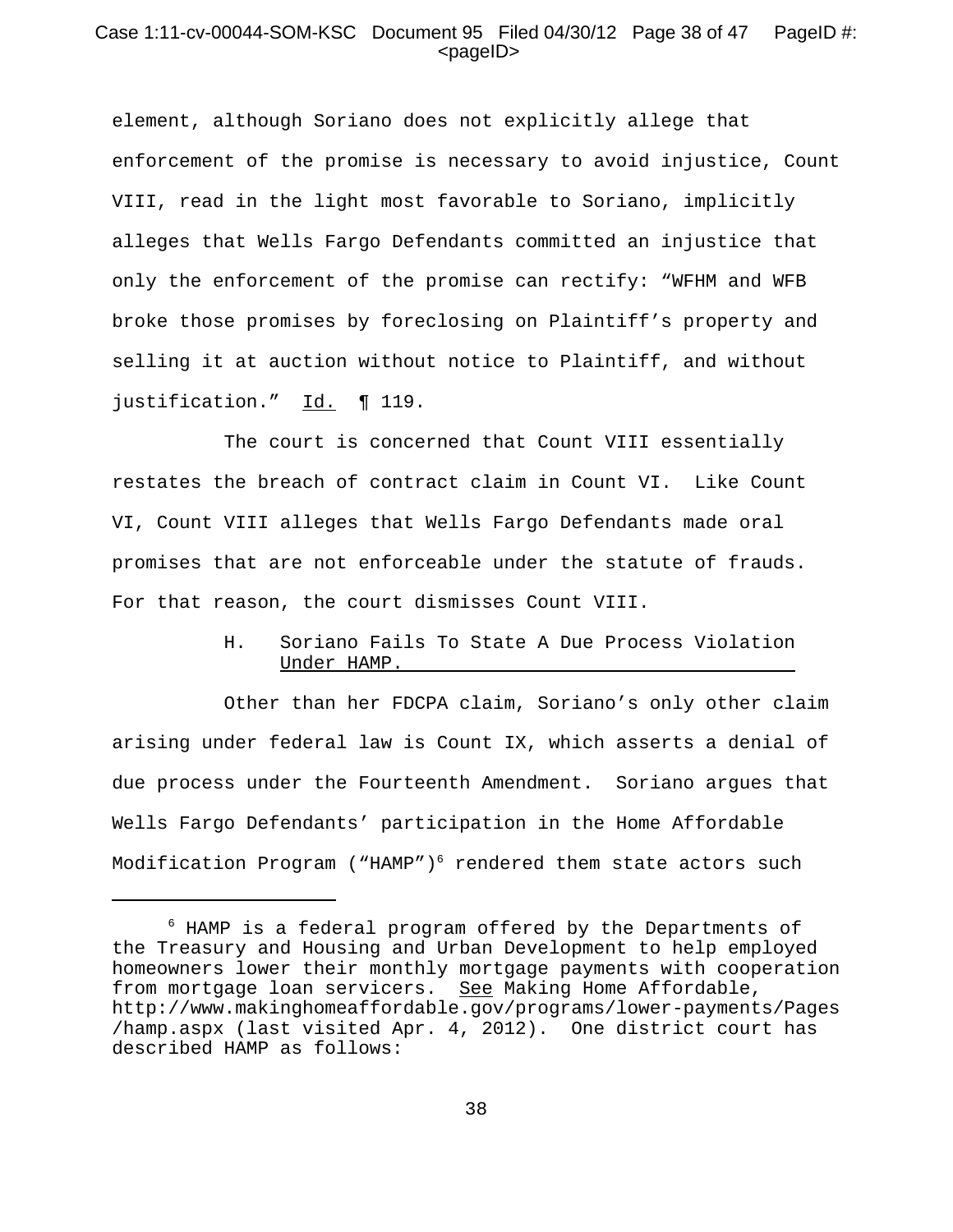element, although Soriano does not explicitly allege that enforcement of the promise is necessary to avoid injustice, Count VIII, read in the light most favorable to Soriano, implicitly alleges that Wells Fargo Defendants committed an injustice that only the enforcement of the promise can rectify: "WFHM and WFB broke those promises by foreclosing on Plaintiff's property and selling it at auction without notice to Plaintiff, and without justification." Id. ¶ 119.

The court is concerned that Count VIII essentially restates the breach of contract claim in Count VI. Like Count VI, Count VIII alleges that Wells Fargo Defendants made oral promises that are not enforceable under the statute of frauds. For that reason, the court dismisses Count VIII.

### H. Soriano Fails To State A Due Process Violation Under HAMP.

Other than her FDCPA claim, Soriano's only other claim arising under federal law is Count IX, which asserts a denial of due process under the Fourteenth Amendment. Soriano argues that Wells Fargo Defendants' participation in the Home Affordable Modification Program ("HAMP")[6] rendered them state actors such

---

[6] HAMP is a federal program offered by the Departments of the Treasury and Housing and Urban Development to help employed homeowners lower their monthly mortgage payments with cooperation from mortgage loan servicers. See Making Home Affordable, http://www.makinghomeaffordable.gov/programs/lower-payments/Pages/hamp.aspx (last visited Apr. 4, 2012). One district court has described HAMP as follows: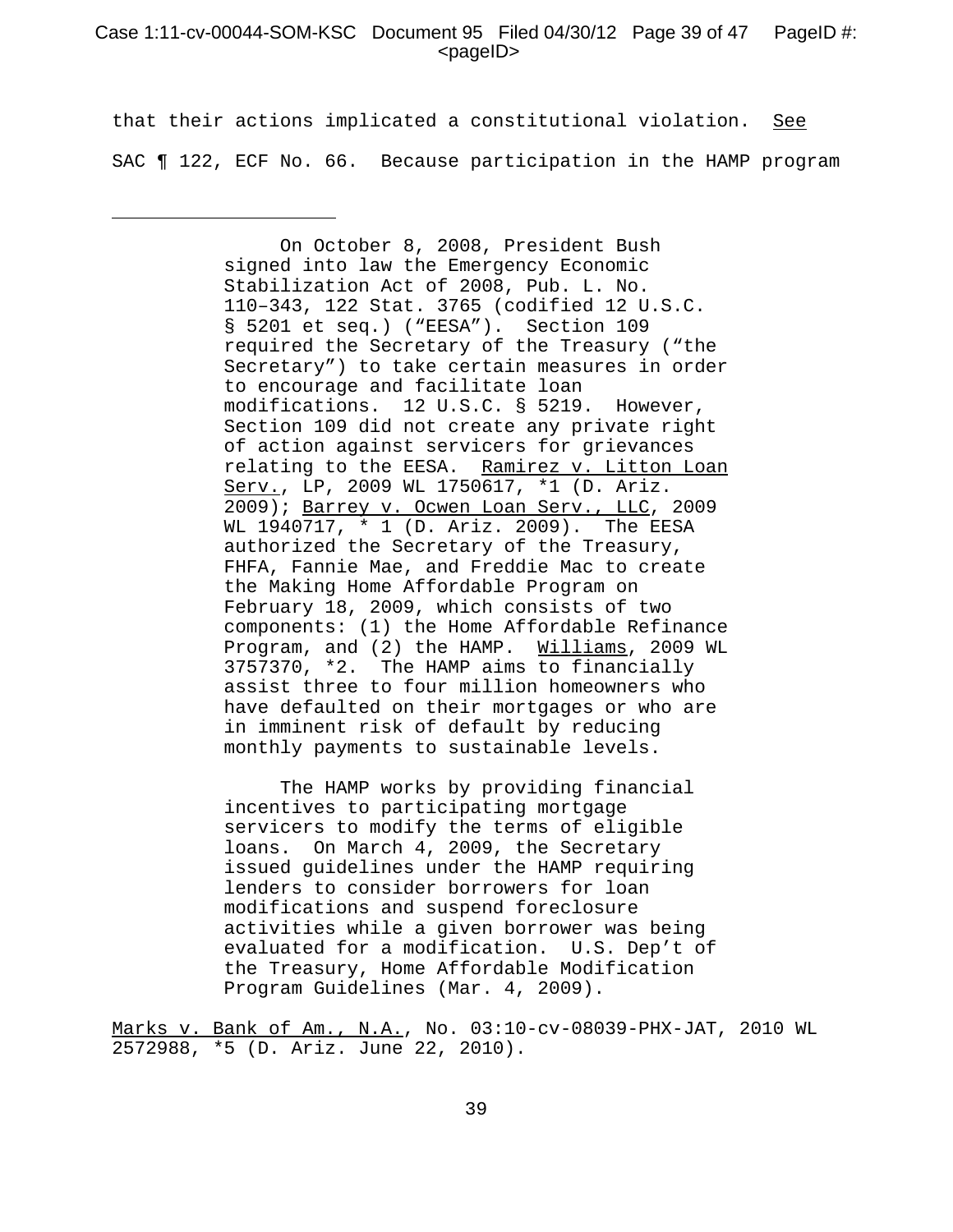that their actions implicated a constitutional violation. See SAC ¶ 122, ECF No. 66. Because participation in the HAMP program

---

> On October 8, 2008, President Bush signed into law the Emergency Economic Stabilization Act of 2008, Pub. L. No. 110–343, 122 Stat. 3765 (codified 12 U.S.C. § 5201 et seq.) ("EESA"). Section 109 required the Secretary of the Treasury ("the Secretary") to take certain measures in order to encourage and facilitate loan modifications. 12 U.S.C. § 5219. However, Section 109 did not create any private right of action against servicers for grievances relating to the EESA. Ramirez v. Litton Loan Serv., LP, 2009 WL 1750617, *1 (D. Ariz. 2009); Barrey v. Ocwen Loan Serv., LLC, 2009 WL 1940717, * 1 (D. Ariz. 2009). The EESA authorized the Secretary of the Treasury, FHFA, Fannie Mae, and Freddie Mac to create the Making Home Affordable Program on February 18, 2009, which consists of two components: (1) the Home Affordable Refinance Program, and (2) the HAMP. Williams, 2009 WL 3757370, *2. The HAMP aims to financially assist three to four million homeowners who have defaulted on their mortgages or who are in imminent risk of default by reducing monthly payments to sustainable levels.
>
> The HAMP works by providing financial incentives to participating mortgage servicers to modify the terms of eligible loans. On March 4, 2009, the Secretary issued guidelines under the HAMP requiring lenders to consider borrowers for loan modifications and suspend foreclosure activities while a given borrower was being evaluated for a modification. U.S. Dep't of the Treasury, Home Affordable Modification Program Guidelines (Mar. 4, 2009).

Marks v. Bank of Am., N.A., No. 03:10-cv-08039-PHX-JAT, 2010 WL 2572988, *5 (D. Ariz. June 22, 2010).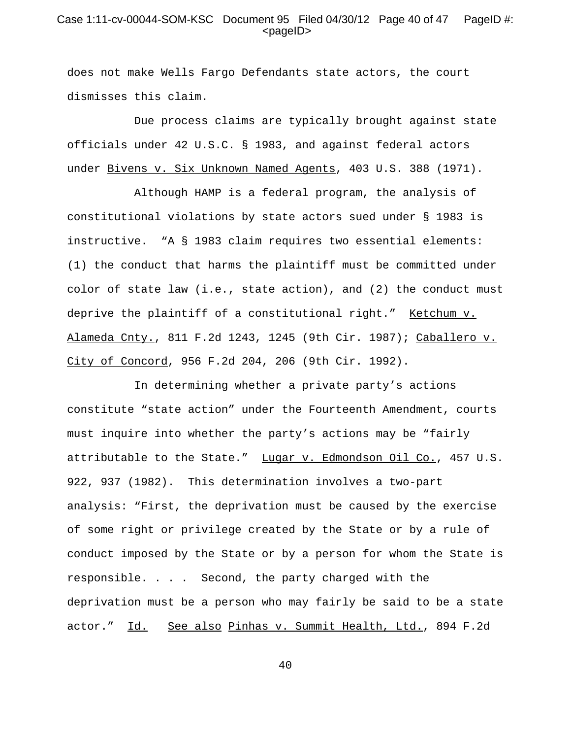does not make Wells Fargo Defendants state actors, the court dismisses this claim.

Due process claims are typically brought against state officials under 42 U.S.C. § 1983, and against federal actors under Bivens v. Six Unknown Named Agents, 403 U.S. 388 (1971).

Although HAMP is a federal program, the analysis of constitutional violations by state actors sued under § 1983 is instructive. "A § 1983 claim requires two essential elements: (1) the conduct that harms the plaintiff must be committed under color of state law (i.e., state action), and (2) the conduct must deprive the plaintiff of a constitutional right." Ketchum v. Alameda Cnty., 811 F.2d 1243, 1245 (9th Cir. 1987); Caballero v. City of Concord, 956 F.2d 204, 206 (9th Cir. 1992).

In determining whether a private party's actions constitute "state action" under the Fourteenth Amendment, courts must inquire into whether the party's actions may be "fairly attributable to the State." Lugar v. Edmondson Oil Co., 457 U.S. 922, 937 (1982). This determination involves a two-part analysis: "First, the deprivation must be caused by the exercise of some right or privilege created by the State or by a rule of conduct imposed by the State or by a person for whom the State is responsible. . . . Second, the party charged with the deprivation must be a person who may fairly be said to be a state actor." Id. See also Pinhas v. Summit Health, Ltd., 894 F.2d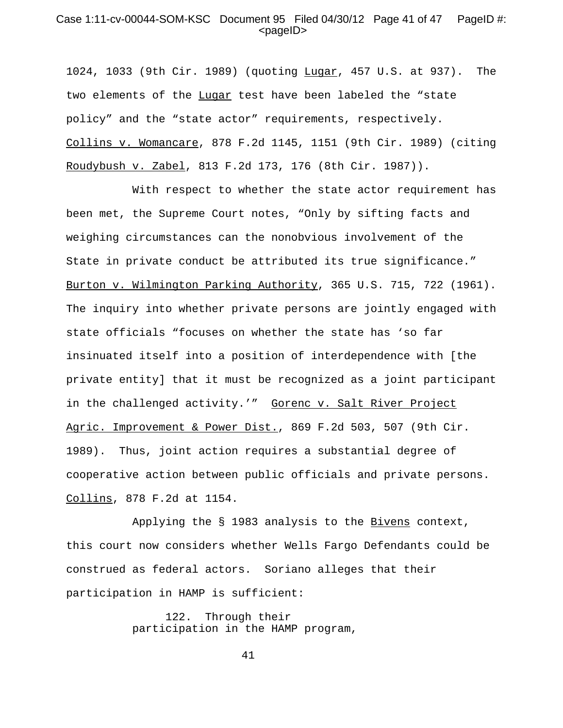1024, 1033 (9th Cir. 1989) (quoting Lugar, 457 U.S. at 937). The two elements of the Lugar test have been labeled the "state policy" and the "state actor" requirements, respectively. Collins v. Womancare, 878 F.2d 1145, 1151 (9th Cir. 1989) (citing Roudybush v. Zabel, 813 F.2d 173, 176 (8th Cir. 1987)).

With respect to whether the state actor requirement has been met, the Supreme Court notes, "Only by sifting facts and weighing circumstances can the nonobvious involvement of the State in private conduct be attributed its true significance." Burton v. Wilmington Parking Authority, 365 U.S. 715, 722 (1961). The inquiry into whether private persons are jointly engaged with state officials "focuses on whether the state has 'so far insinuated itself into a position of interdependence with [the private entity] that it must be recognized as a joint participant in the challenged activity.'" Gorenc v. Salt River Project Agric. Improvement & Power Dist., 869 F.2d 503, 507 (9th Cir. 1989). Thus, joint action requires a substantial degree of cooperative action between public officials and private persons. Collins, 878 F.2d at 1154.

Applying the § 1983 analysis to the Bivens context, this court now considers whether Wells Fargo Defendants could be construed as federal actors. Soriano alleges that their participation in HAMP is sufficient:

> 122. Through their participation in the HAMP program,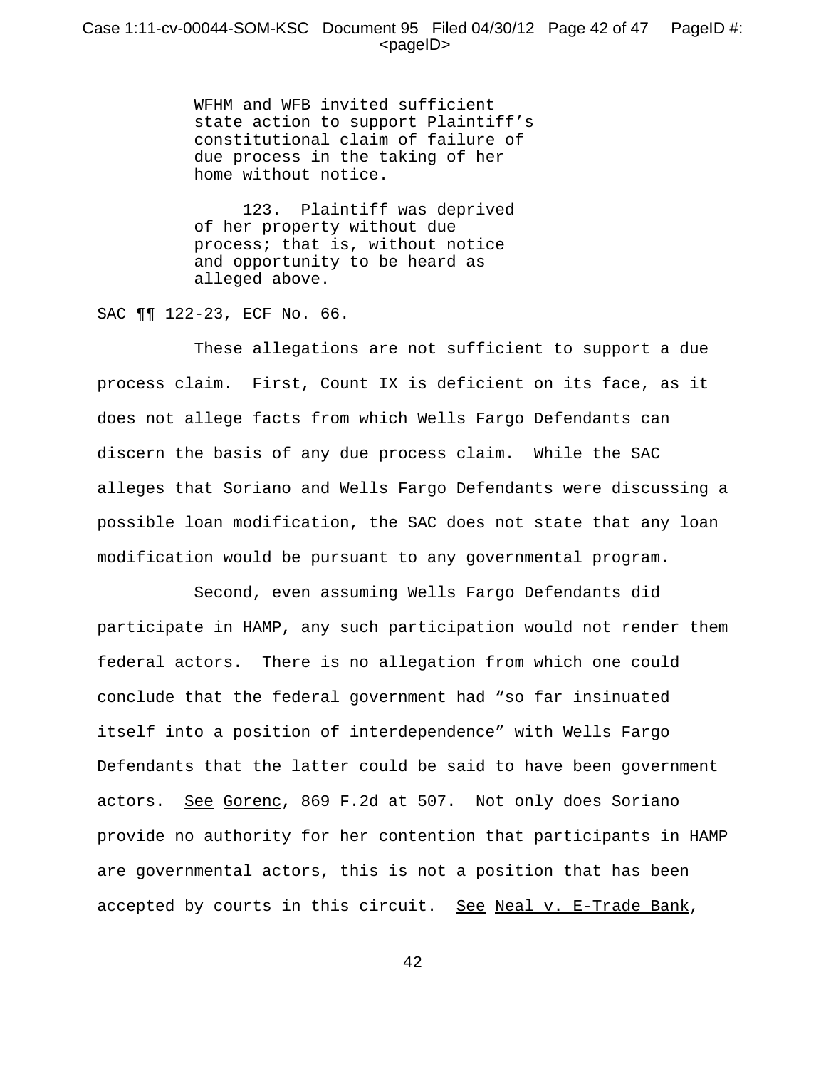> WFHM and WFB invited sufficient state action to support Plaintiff's constitutional claim of failure of due process in the taking of her home without notice.
>
> 123. Plaintiff was deprived of her property without due process; that is, without notice and opportunity to be heard as alleged above.

SAC ¶¶ 122-23, ECF No. 66.

These allegations are not sufficient to support a due process claim. First, Count IX is deficient on its face, as it does not allege facts from which Wells Fargo Defendants can discern the basis of any due process claim. While the SAC alleges that Soriano and Wells Fargo Defendants were discussing a possible loan modification, the SAC does not state that any loan modification would be pursuant to any governmental program.

Second, even assuming Wells Fargo Defendants did participate in HAMP, any such participation would not render them federal actors. There is no allegation from which one could conclude that the federal government had "so far insinuated itself into a position of interdependence" with Wells Fargo Defendants that the latter could be said to have been government actors. See Gorenc, 869 F.2d at 507. Not only does Soriano provide no authority for her contention that participants in HAMP are governmental actors, this is not a position that has been accepted by courts in this circuit. See Neal v. E-Trade Bank,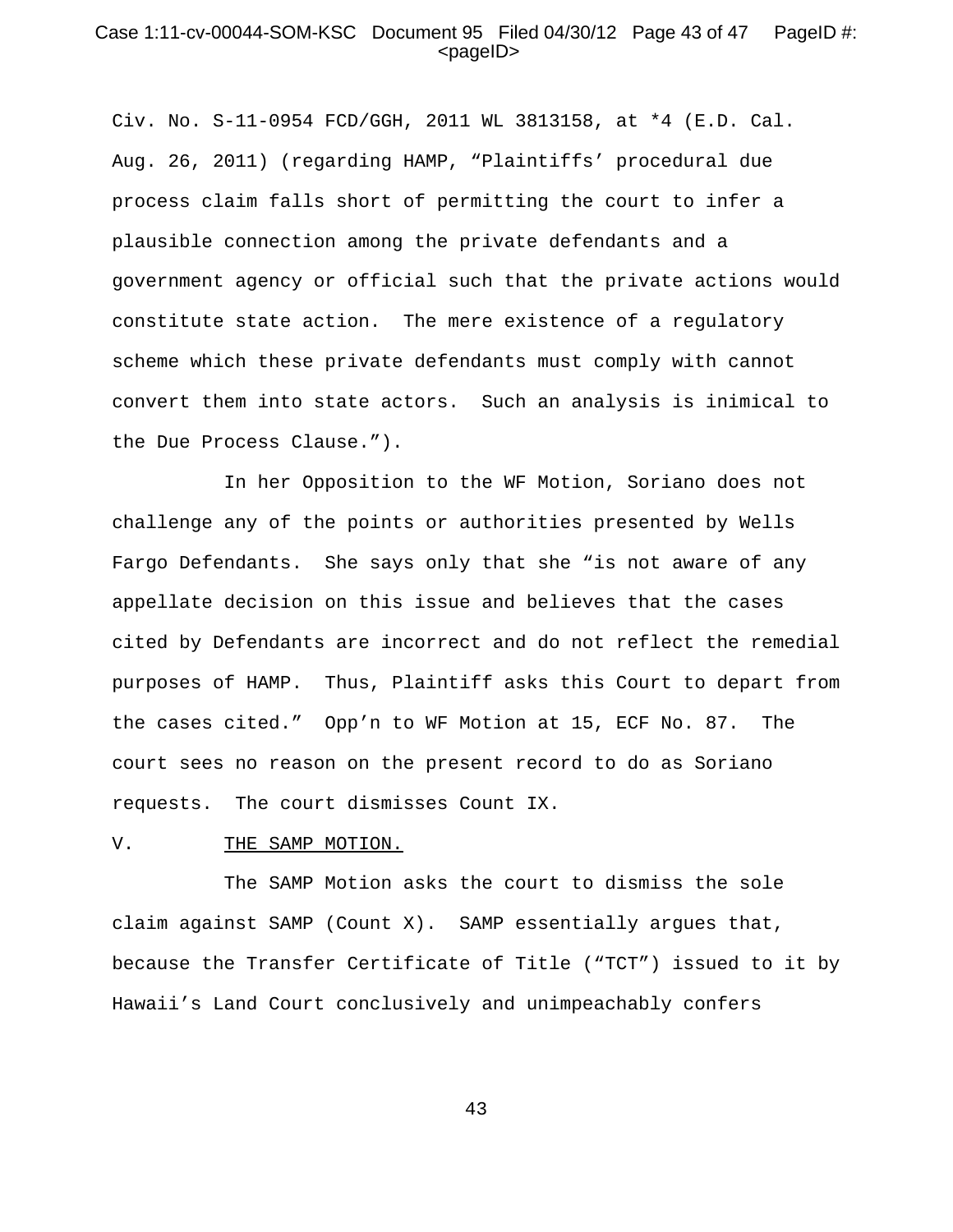Civ. No. S-11-0954 FCD/GGH, 2011 WL 3813158, at *4 (E.D. Cal. Aug. 26, 2011) (regarding HAMP, "Plaintiffs' procedural due process claim falls short of permitting the court to infer a plausible connection among the private defendants and a government agency or official such that the private actions would constitute state action. The mere existence of a regulatory scheme which these private defendants must comply with cannot convert them into state actors. Such an analysis is inimical to the Due Process Clause.").

In her Opposition to the WF Motion, Soriano does not challenge any of the points or authorities presented by Wells Fargo Defendants. She says only that she "is not aware of any appellate decision on this issue and believes that the cases cited by Defendants are incorrect and do not reflect the remedial purposes of HAMP. Thus, Plaintiff asks this Court to depart from the cases cited." Opp'n to WF Motion at 15, ECF No. 87. The court sees no reason on the present record to do as Soriano requests. The court dismisses Count IX.

V. <u>THE SAMP MOTION.</u>

The SAMP Motion asks the court to dismiss the sole claim against SAMP (Count X). SAMP essentially argues that, because the Transfer Certificate of Title ("TCT") issued to it by Hawaii's Land Court conclusively and unimpeachably confers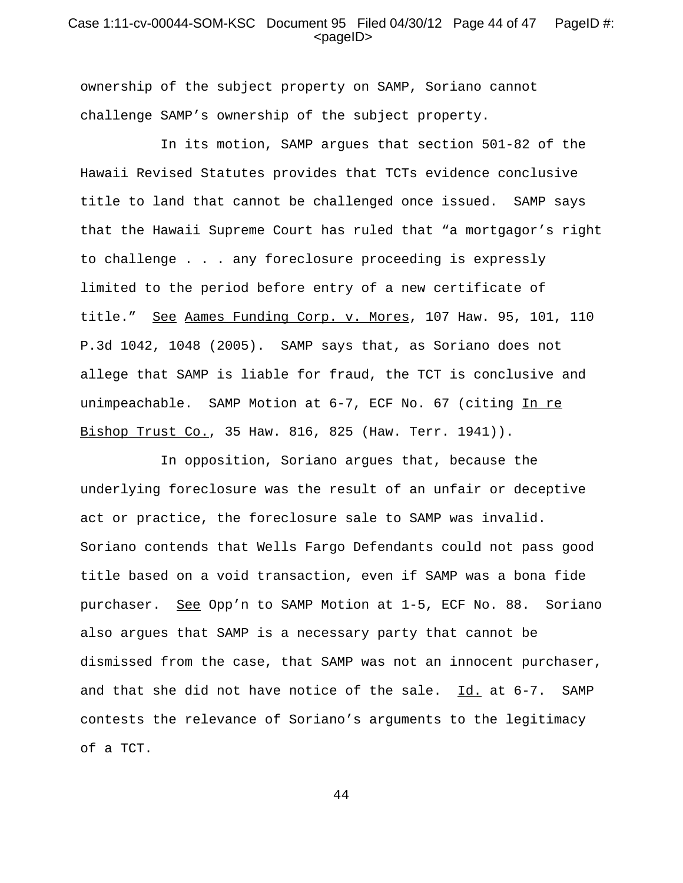ownership of the subject property on SAMP, Soriano cannot challenge SAMP's ownership of the subject property.

In its motion, SAMP argues that section 501-82 of the Hawaii Revised Statutes provides that TCTs evidence conclusive title to land that cannot be challenged once issued. SAMP says that the Hawaii Supreme Court has ruled that "a mortgagor's right to challenge . . . any foreclosure proceeding is expressly limited to the period before entry of a new certificate of title." See Aames Funding Corp. v. Mores, 107 Haw. 95, 101, 110 P.3d 1042, 1048 (2005). SAMP says that, as Soriano does not allege that SAMP is liable for fraud, the TCT is conclusive and unimpeachable. SAMP Motion at 6-7, ECF No. 67 (citing In re Bishop Trust Co., 35 Haw. 816, 825 (Haw. Terr. 1941)).

In opposition, Soriano argues that, because the underlying foreclosure was the result of an unfair or deceptive act or practice, the foreclosure sale to SAMP was invalid. Soriano contends that Wells Fargo Defendants could not pass good title based on a void transaction, even if SAMP was a bona fide purchaser. See Opp'n to SAMP Motion at 1-5, ECF No. 88. Soriano also argues that SAMP is a necessary party that cannot be dismissed from the case, that SAMP was not an innocent purchaser, and that she did not have notice of the sale. Id. at 6-7. SAMP contests the relevance of Soriano's arguments to the legitimacy of a TCT.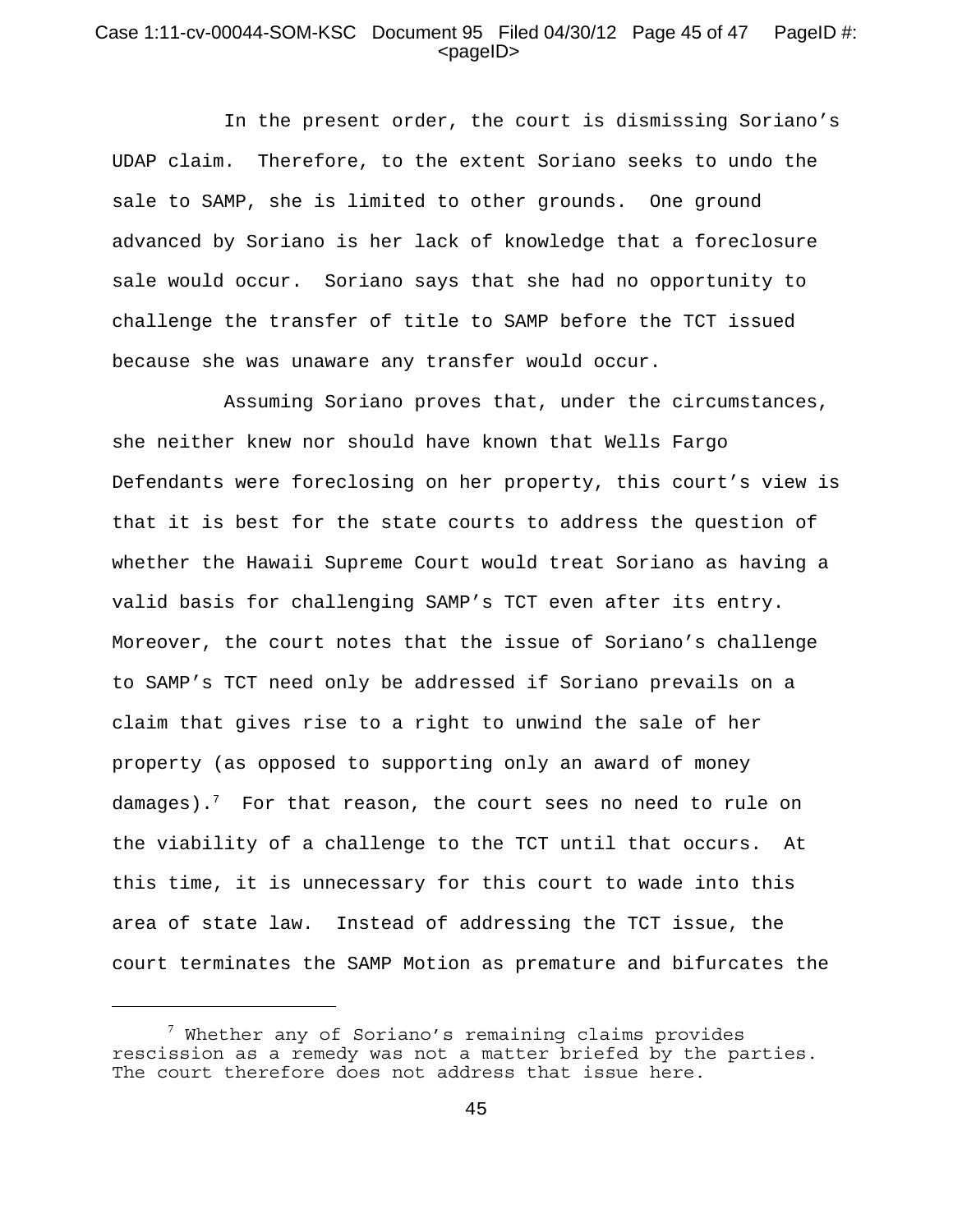In the present order, the court is dismissing Soriano's UDAP claim. Therefore, to the extent Soriano seeks to undo the sale to SAMP, she is limited to other grounds. One ground advanced by Soriano is her lack of knowledge that a foreclosure sale would occur. Soriano says that she had no opportunity to challenge the transfer of title to SAMP before the TCT issued because she was unaware any transfer would occur.

Assuming Soriano proves that, under the circumstances, she neither knew nor should have known that Wells Fargo Defendants were foreclosing on her property, this court's view is that it is best for the state courts to address the question of whether the Hawaii Supreme Court would treat Soriano as having a valid basis for challenging SAMP's TCT even after its entry. Moreover, the court notes that the issue of Soriano's challenge to SAMP's TCT need only be addressed if Soriano prevails on a claim that gives rise to a right to unwind the sale of her property (as opposed to supporting only an award of money damages).[7] For that reason, the court sees no need to rule on the viability of a challenge to the TCT until that occurs. At this time, it is unnecessary for this court to wade into this area of state law. Instead of addressing the TCT issue, the court terminates the SAMP Motion as premature and bifurcates the

---

[7] Whether any of Soriano's remaining claims provides rescission as a remedy was not a matter briefed by the parties. The court therefore does not address that issue here.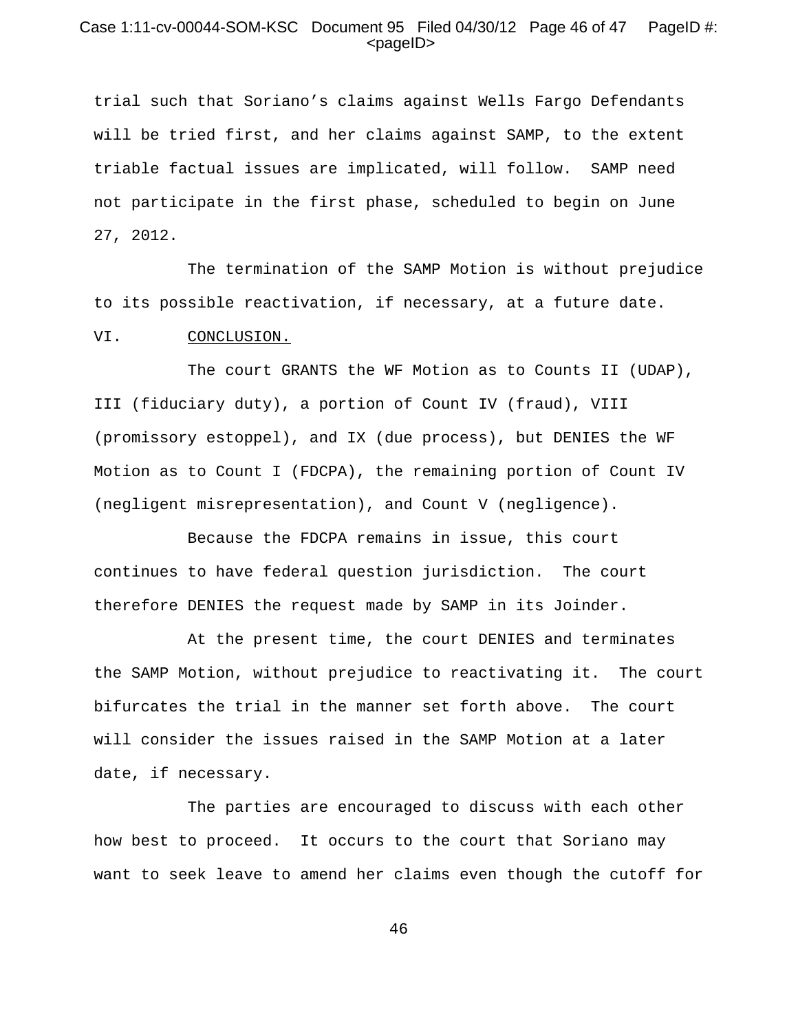trial such that Soriano's claims against Wells Fargo Defendants will be tried first, and her claims against SAMP, to the extent triable factual issues are implicated, will follow. SAMP need not participate in the first phase, scheduled to begin on June 27, 2012.

The termination of the SAMP Motion is without prejudice to its possible reactivation, if necessary, at a future date.

## VI. CONCLUSION.

The court GRANTS the WF Motion as to Counts II (UDAP), III (fiduciary duty), a portion of Count IV (fraud), VIII (promissory estoppel), and IX (due process), but DENIES the WF Motion as to Count I (FDCPA), the remaining portion of Count IV (negligent misrepresentation), and Count V (negligence).

Because the FDCPA remains in issue, this court continues to have federal question jurisdiction. The court therefore DENIES the request made by SAMP in its Joinder.

At the present time, the court DENIES and terminates the SAMP Motion, without prejudice to reactivating it. The court bifurcates the trial in the manner set forth above. The court will consider the issues raised in the SAMP Motion at a later date, if necessary.

The parties are encouraged to discuss with each other how best to proceed. It occurs to the court that Soriano may want to seek leave to amend her claims even though the cutoff for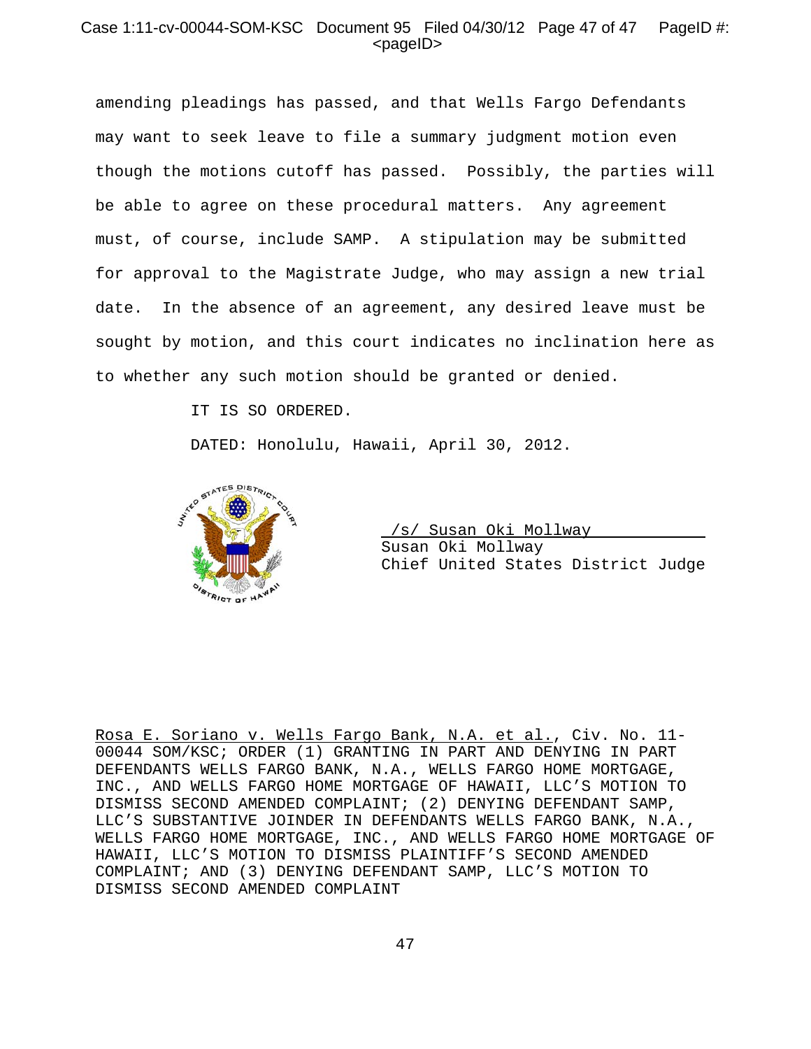amending pleadings has passed, and that Wells Fargo Defendants may want to seek leave to file a summary judgment motion even though the motions cutoff has passed. Possibly, the parties will be able to agree on these procedural matters. Any agreement must, of course, include SAMP. A stipulation may be submitted for approval to the Magistrate Judge, who may assign a new trial date. In the absence of an agreement, any desired leave must be sought by motion, and this court indicates no inclination here as to whether any such motion should be granted or denied.

IT IS SO ORDERED.

DATED: Honolulu, Hawaii, April 30, 2012.

/s/ Susan Oki Mollway
Susan Oki Mollway
Chief United States District Judge

Rosa E. Soriano v. Wells Fargo Bank, N.A. et al., Civ. No. 11-00044 SOM/KSC; ORDER (1) GRANTING IN PART AND DENYING IN PART DEFENDANTS WELLS FARGO BANK, N.A., WELLS FARGO HOME MORTGAGE, INC., AND WELLS FARGO HOME MORTGAGE OF HAWAII, LLC'S MOTION TO DISMISS SECOND AMENDED COMPLAINT; (2) DENYING DEFENDANT SAMP, LLC'S SUBSTANTIVE JOINDER IN DEFENDANTS WELLS FARGO BANK, N.A., WELLS FARGO HOME MORTGAGE, INC., AND WELLS FARGO HOME MORTGAGE OF HAWAII, LLC'S MOTION TO DISMISS PLAINTIFF'S SECOND AMENDED COMPLAINT; AND (3) DENYING DEFENDANT SAMP, LLC'S MOTION TO DISMISS SECOND AMENDED COMPLAINT